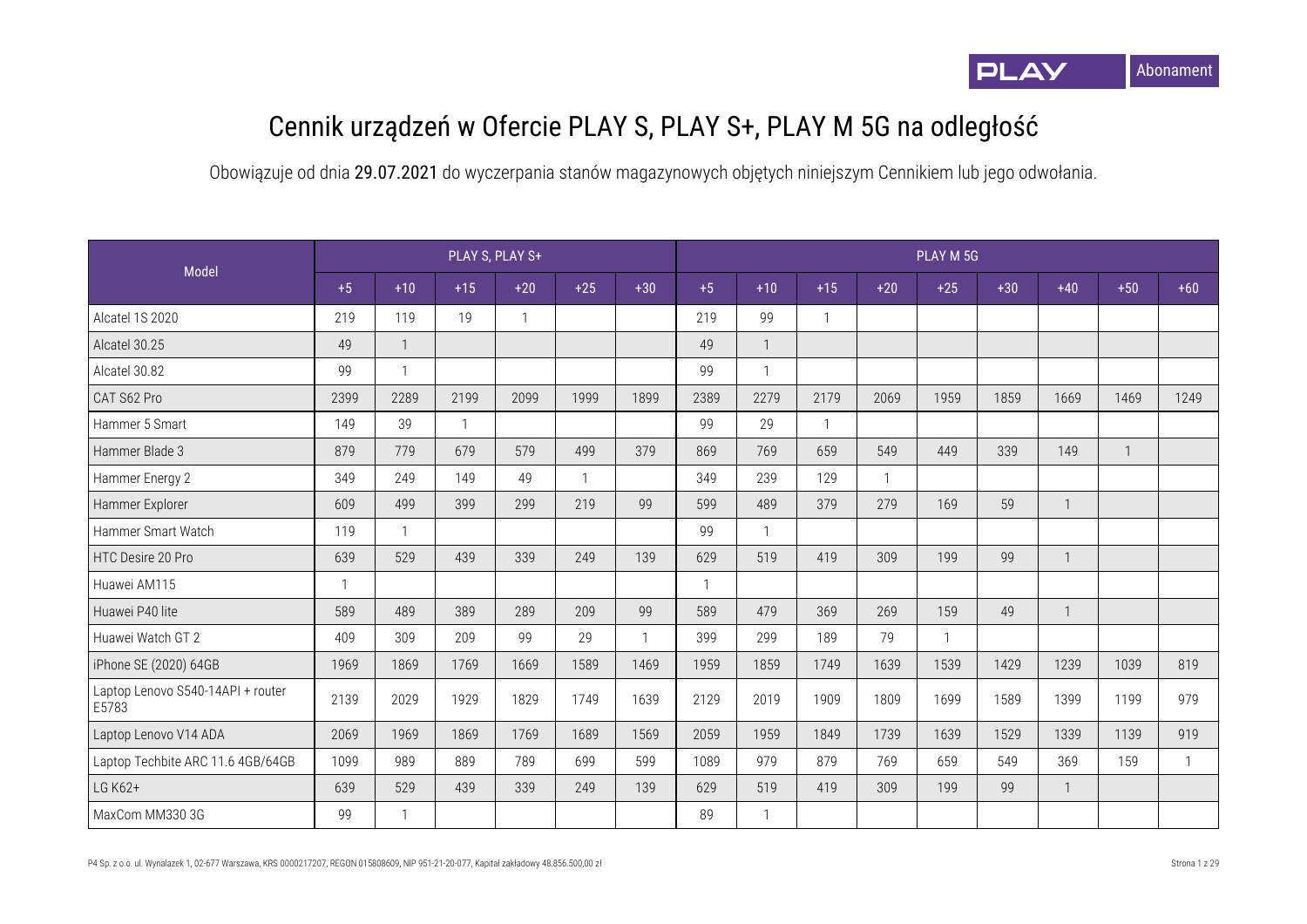# Cennik urządzeń w Ofercie PLAY S, PLAY S+, PLAY M 5G na odległość

Obowiązuje od dnia 29.07.2021 do wyczerpania stanów magazynowych objętych niniejszym Cennikiem lub jego odwołania.

| Model | PLAY S, PLAY S+ | | | | | | PLAY M 5G | | | | | | | | |
|---|---|---|---|---|---|---|---|---|---|---|---|---|---|---|---|
| | +5 | +10 | +15 | +20 | +25 | +30 | +5 | +10 | +15 | +20 | +25 | +30 | +40 | +50 | +60 |
| Alcatel 1S 2020 | 219 | 119 | 19 | 1 | | | 219 | 99 | 1 | | | | | | |
| Alcatel 30.25 | 49 | 1 | | | | | 49 | 1 | | | | | | | |
| Alcatel 30.82 | 99 | 1 | | | | | 99 | 1 | | | | | | | |
| CAT S62 Pro | 2399 | 2289 | 2199 | 2099 | 1999 | 1899 | 2389 | 2279 | 2179 | 2069 | 1959 | 1859 | 1669 | 1469 | 1249 |
| Hammer 5 Smart | 149 | 39 | 1 | | | | 99 | 29 | 1 | | | | | | |
| Hammer Blade 3 | 879 | 779 | 679 | 579 | 499 | 379 | 869 | 769 | 659 | 549 | 449 | 339 | 149 | 1 | |
| Hammer Energy 2 | 349 | 249 | 149 | 49 | 1 | | 349 | 239 | 129 | 1 | | | | | |
| Hammer Explorer | 609 | 499 | 399 | 299 | 219 | 99 | 599 | 489 | 379 | 279 | 169 | 59 | 1 | | |
| Hammer Smart Watch | 119 | 1 | | | | | 99 | 1 | | | | | | | |
| HTC Desire 20 Pro | 639 | 529 | 439 | 339 | 249 | 139 | 629 | 519 | 419 | 309 | 199 | 99 | 1 | | |
| Huawei AM115 | 1 | | | | | | 1 | | | | | | | | |
| Huawei P40 lite | 589 | 489 | 389 | 289 | 209 | 99 | 589 | 479 | 369 | 269 | 159 | 49 | 1 | | |
| Huawei Watch GT 2 | 409 | 309 | 209 | 99 | 29 | 1 | 399 | 299 | 189 | 79 | 1 | | | | |
| iPhone SE (2020) 64GB | 1969 | 1869 | 1769 | 1669 | 1589 | 1469 | 1959 | 1859 | 1749 | 1639 | 1539 | 1429 | 1239 | 1039 | 819 |
| Laptop Lenovo S540-14API + router E5783 | 2139 | 2029 | 1929 | 1829 | 1749 | 1639 | 2129 | 2019 | 1909 | 1809 | 1699 | 1589 | 1399 | 1199 | 979 |
| Laptop Lenovo V14 ADA | 2069 | 1969 | 1869 | 1769 | 1689 | 1569 | 2059 | 1959 | 1849 | 1739 | 1639 | 1529 | 1339 | 1139 | 919 |
| Laptop Techbite ARC 11.6 4GB/64GB | 1099 | 989 | 889 | 789 | 699 | 599 | 1089 | 979 | 879 | 769 | 659 | 549 | 369 | 159 | 1 |
| LG K62+ | 639 | 529 | 439 | 339 | 249 | 139 | 629 | 519 | 419 | 309 | 199 | 99 | 1 | | |
| MaxCom MM330 3G | 99 | 1 | | | | | 89 | 1 | | | | | | | |

P4 Sp. z o.o. ul. Wynalazek 1, 02-677 Warszawa, KRS 0000217207, REGON 015808609, NIP 951-21-20-077, Kapitał zakładowy 48.856.500,00 zł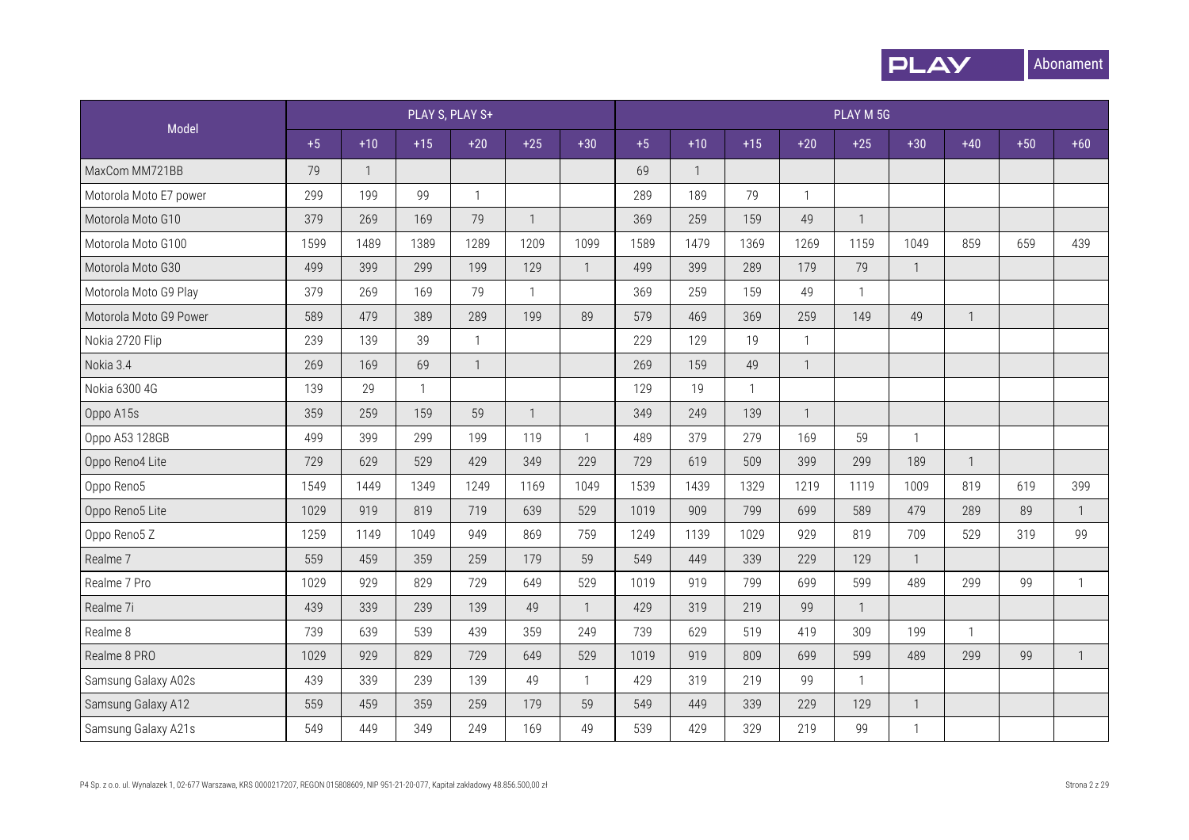| Model | PLAY S, PLAY S+ | | | | | | PLAY M 5G | | | | | | | | |
|---|---|---|---|---|---|---|---|---|---|---|---|---|---|---|---|
| | +5 | +10 | +15 | +20 | +25 | +30 | +5 | +10 | +15 | +20 | +25 | +30 | +40 | +50 | +60 |
| MaxCom MM721BB | 79 | 1 | | | | | 69 | 1 | | | | | | | |
| Motorola Moto E7 power | 299 | 199 | 99 | 1 | | | 289 | 189 | 79 | 1 | | | | | |
| Motorola Moto G10 | 379 | 269 | 169 | 79 | 1 | | 369 | 259 | 159 | 49 | 1 | | | | |
| Motorola Moto G100 | 1599 | 1489 | 1389 | 1289 | 1209 | 1099 | 1589 | 1479 | 1369 | 1269 | 1159 | 1049 | 859 | 659 | 439 |
| Motorola Moto G30 | 499 | 399 | 299 | 199 | 129 | 1 | 499 | 399 | 289 | 179 | 79 | 1 | | | |
| Motorola Moto G9 Play | 379 | 269 | 169 | 79 | 1 | | 369 | 259 | 159 | 49 | 1 | | | | |
| Motorola Moto G9 Power | 589 | 479 | 389 | 289 | 199 | 89 | 579 | 469 | 369 | 259 | 149 | 49 | 1 | | |
| Nokia 2720 Flip | 239 | 139 | 39 | 1 | | | 229 | 129 | 19 | 1 | | | | | |
| Nokia 3.4 | 269 | 169 | 69 | 1 | | | 269 | 159 | 49 | 1 | | | | | |
| Nokia 6300 4G | 139 | 29 | 1 | | | | 129 | 19 | 1 | | | | | | |
| Oppo A15s | 359 | 259 | 159 | 59 | 1 | | 349 | 249 | 139 | 1 | | | | | |
| Oppo A53 128GB | 499 | 399 | 299 | 199 | 119 | 1 | 489 | 379 | 279 | 169 | 59 | 1 | | | |
| Oppo Reno4 Lite | 729 | 629 | 529 | 429 | 349 | 229 | 729 | 619 | 509 | 399 | 299 | 189 | 1 | | |
| Oppo Reno5 | 1549 | 1449 | 1349 | 1249 | 1169 | 1049 | 1539 | 1439 | 1329 | 1219 | 1119 | 1009 | 819 | 619 | 399 |
| Oppo Reno5 Lite | 1029 | 919 | 819 | 719 | 639 | 529 | 1019 | 909 | 799 | 699 | 589 | 479 | 289 | 89 | 1 |
| Oppo Reno5 Z | 1259 | 1149 | 1049 | 949 | 869 | 759 | 1249 | 1139 | 1029 | 929 | 819 | 709 | 529 | 319 | 99 |
| Realme 7 | 559 | 459 | 359 | 259 | 179 | 59 | 549 | 449 | 339 | 229 | 129 | 1 | | | |
| Realme 7 Pro | 1029 | 929 | 829 | 729 | 649 | 529 | 1019 | 919 | 799 | 699 | 599 | 489 | 299 | 99 | 1 |
| Realme 7i | 439 | 339 | 239 | 139 | 49 | 1 | 429 | 319 | 219 | 99 | 1 | | | | |
| Realme 8 | 739 | 639 | 539 | 439 | 359 | 249 | 739 | 629 | 519 | 419 | 309 | 199 | 1 | | |
| Realme 8 PRO | 1029 | 929 | 829 | 729 | 649 | 529 | 1019 | 919 | 809 | 699 | 599 | 489 | 299 | 99 | 1 |
| Samsung Galaxy A02s | 439 | 339 | 239 | 139 | 49 | 1 | 429 | 319 | 219 | 99 | 1 | | | | |
| Samsung Galaxy A12 | 559 | 459 | 359 | 259 | 179 | 59 | 549 | 449 | 339 | 229 | 129 | 1 | | | |
| Samsung Galaxy A21s | 549 | 449 | 349 | 249 | 169 | 49 | 539 | 429 | 329 | 219 | 99 | 1 | | | |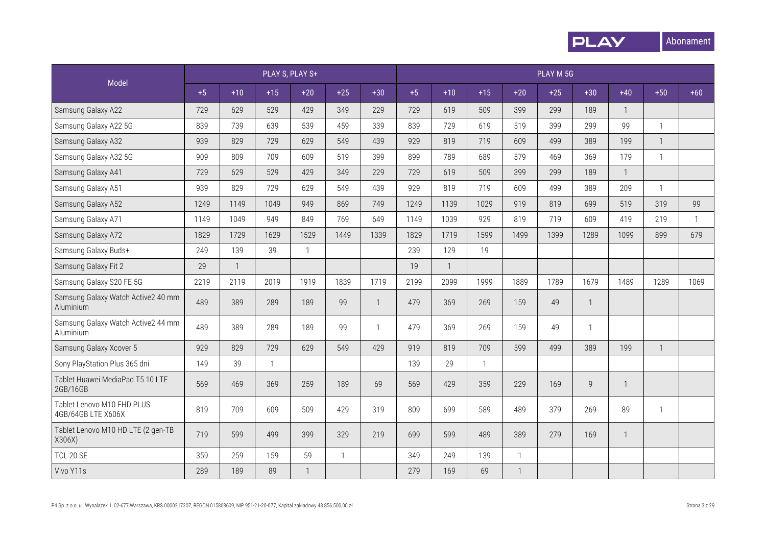| Model | PLAY S, PLAY S+ | | | | | | PLAY M 5G | | | | | | | | |
|---|---|---|---|---|---|---|---|---|---|---|---|---|---|---|---|
| | +5 | +10 | +15 | +20 | +25 | +30 | +5 | +10 | +15 | +20 | +25 | +30 | +40 | +50 | +60 |
| Samsung Galaxy A22 | 729 | 629 | 529 | 429 | 349 | 229 | 729 | 619 | 509 | 399 | 299 | 189 | 1 | | |
| Samsung Galaxy A22 5G | 839 | 739 | 639 | 539 | 459 | 339 | 839 | 729 | 619 | 519 | 399 | 299 | 99 | 1 | |
| Samsung Galaxy A32 | 939 | 829 | 729 | 629 | 549 | 439 | 929 | 819 | 719 | 609 | 499 | 389 | 199 | 1 | |
| Samsung Galaxy A32 5G | 909 | 809 | 709 | 609 | 519 | 399 | 899 | 789 | 689 | 579 | 469 | 369 | 179 | 1 | |
| Samsung Galaxy A41 | 729 | 629 | 529 | 429 | 349 | 229 | 729 | 619 | 509 | 399 | 299 | 189 | 1 | | |
| Samsung Galaxy A51 | 939 | 829 | 729 | 629 | 549 | 439 | 929 | 819 | 719 | 609 | 499 | 389 | 209 | 1 | |
| Samsung Galaxy A52 | 1249 | 1149 | 1049 | 949 | 869 | 749 | 1249 | 1139 | 1029 | 919 | 819 | 699 | 519 | 319 | 99 |
| Samsung Galaxy A71 | 1149 | 1049 | 949 | 849 | 769 | 649 | 1149 | 1039 | 929 | 819 | 719 | 609 | 419 | 219 | 1 |
| Samsung Galaxy A72 | 1829 | 1729 | 1629 | 1529 | 1449 | 1339 | 1829 | 1719 | 1599 | 1499 | 1399 | 1289 | 1099 | 899 | 679 |
| Samsung Galaxy Buds+ | 249 | 139 | 39 | 1 | | | 239 | 129 | 19 | | | | | | |
| Samsung Galaxy Fit 2 | 29 | 1 | | | | | 19 | 1 | | | | | | | |
| Samsung Galaxy S20 FE 5G | 2219 | 2119 | 2019 | 1919 | 1839 | 1719 | 2199 | 2099 | 1999 | 1889 | 1789 | 1679 | 1489 | 1289 | 1069 |
| Samsung Galaxy Watch Active2 40 mm Aluminium | 489 | 389 | 289 | 189 | 99 | 1 | 479 | 369 | 269 | 159 | 49 | 1 | | | |
| Samsung Galaxy Watch Active2 44 mm Aluminium | 489 | 389 | 289 | 189 | 99 | 1 | 479 | 369 | 269 | 159 | 49 | 1 | | | |
| Samsung Galaxy Xcover 5 | 929 | 829 | 729 | 629 | 549 | 429 | 919 | 819 | 709 | 599 | 499 | 389 | 199 | 1 | |
| Sony PlayStation Plus 365 dni | 149 | 39 | 1 | | | | 139 | 29 | 1 | | | | | | |
| Tablet Huawei MediaPad T5 10 LTE 2GB/16GB | 569 | 469 | 369 | 259 | 189 | 69 | 569 | 429 | 359 | 229 | 169 | 9 | 1 | | |
| Tablet Lenovo M10 FHD PLUS 4GB/64GB LTE X606X | 819 | 709 | 609 | 509 | 429 | 319 | 809 | 699 | 589 | 489 | 379 | 269 | 89 | 1 | |
| Tablet Lenovo M10 HD LTE (2 gen-TB X306X) | 719 | 599 | 499 | 399 | 329 | 219 | 699 | 599 | 489 | 389 | 279 | 169 | 1 | | |
| TCL 20 SE | 359 | 259 | 159 | 59 | 1 | | 349 | 249 | 139 | 1 | | | | | |
| Vivo Y11s | 289 | 189 | 89 | 1 | | | 279 | 169 | 69 | 1 | | | | | |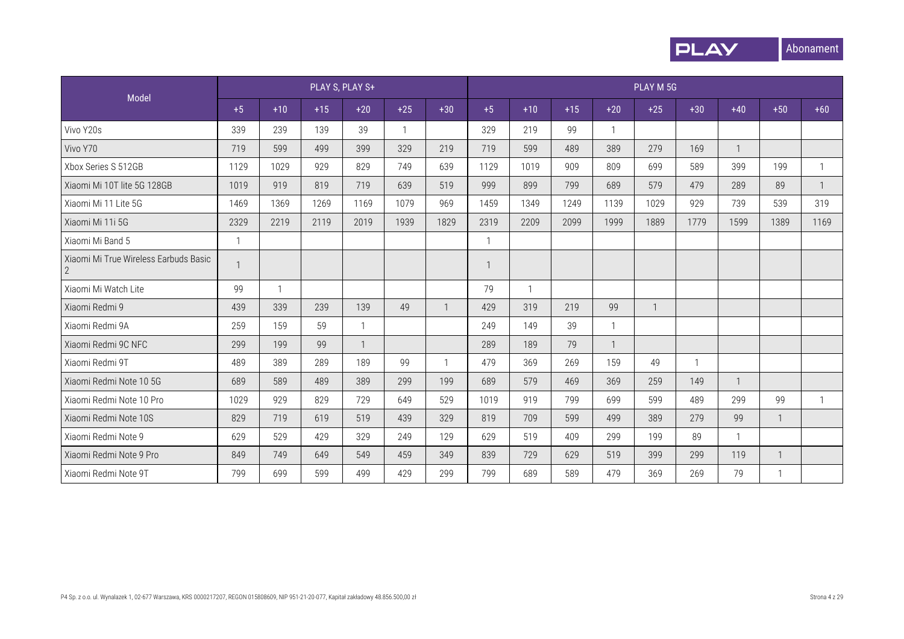| Model | PLAY S, PLAY S+ | | | | | | PLAY M 5G | | | | | | | | |
|---|---|---|---|---|---|---|---|---|---|---|---|---|---|---|---|
| | +5 | +10 | +15 | +20 | +25 | +30 | +5 | +10 | +15 | +20 | +25 | +30 | +40 | +50 | +60 |
| Vivo Y20s | 339 | 239 | 139 | 39 | 1 | | 329 | 219 | 99 | 1 | | | | | |
| Vivo Y70 | 719 | 599 | 499 | 399 | 329 | 219 | 719 | 599 | 489 | 389 | 279 | 169 | 1 | | |
| Xbox Series S 512GB | 1129 | 1029 | 929 | 829 | 749 | 639 | 1129 | 1019 | 909 | 809 | 699 | 589 | 399 | 199 | 1 |
| Xiaomi Mi 10T lite 5G 128GB | 1019 | 919 | 819 | 719 | 639 | 519 | 999 | 899 | 799 | 689 | 579 | 479 | 289 | 89 | 1 |
| Xiaomi Mi 11 Lite 5G | 1469 | 1369 | 1269 | 1169 | 1079 | 969 | 1459 | 1349 | 1249 | 1139 | 1029 | 929 | 739 | 539 | 319 |
| Xiaomi Mi 11i 5G | 2329 | 2219 | 2119 | 2019 | 1939 | 1829 | 2319 | 2209 | 2099 | 1999 | 1889 | 1779 | 1599 | 1389 | 1169 |
| Xiaomi Mi Band 5 | 1 | | | | | | 1 | | | | | | | | |
| Xiaomi Mi True Wireless Earbuds Basic 2 | 1 | | | | | | 1 | | | | | | | | |
| Xiaomi Mi Watch Lite | 99 | 1 | | | | | 79 | 1 | | | | | | | |
| Xiaomi Redmi 9 | 439 | 339 | 239 | 139 | 49 | 1 | 429 | 319 | 219 | 99 | 1 | | | | |
| Xiaomi Redmi 9A | 259 | 159 | 59 | 1 | | | 249 | 149 | 39 | 1 | | | | | |
| Xiaomi Redmi 9C NFC | 299 | 199 | 99 | 1 | | | 289 | 189 | 79 | 1 | | | | | |
| Xiaomi Redmi 9T | 489 | 389 | 289 | 189 | 99 | 1 | 479 | 369 | 269 | 159 | 49 | 1 | | | |
| Xiaomi Redmi Note 10 5G | 689 | 589 | 489 | 389 | 299 | 199 | 689 | 579 | 469 | 369 | 259 | 149 | 1 | | |
| Xiaomi Redmi Note 10 Pro | 1029 | 929 | 829 | 729 | 649 | 529 | 1019 | 919 | 799 | 699 | 599 | 489 | 299 | 99 | 1 |
| Xiaomi Redmi Note 10S | 829 | 719 | 619 | 519 | 439 | 329 | 819 | 709 | 599 | 499 | 389 | 279 | 99 | 1 | |
| Xiaomi Redmi Note 9 | 629 | 529 | 429 | 329 | 249 | 129 | 629 | 519 | 409 | 299 | 199 | 89 | 1 | | |
| Xiaomi Redmi Note 9 Pro | 849 | 749 | 649 | 549 | 459 | 349 | 839 | 729 | 629 | 519 | 399 | 299 | 119 | 1 | |
| Xiaomi Redmi Note 9T | 799 | 699 | 599 | 499 | 429 | 299 | 799 | 689 | 589 | 479 | 369 | 269 | 79 | 1 | |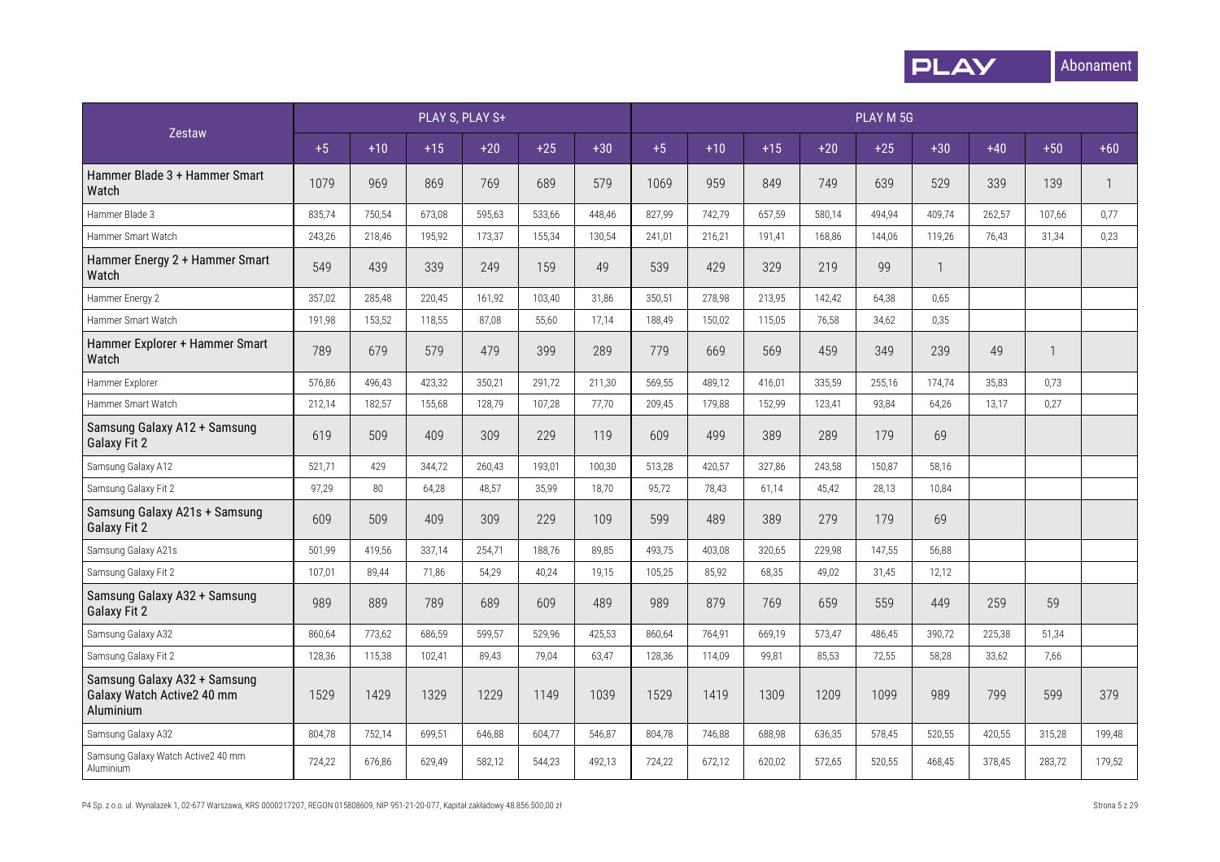| Zestaw | PLAY S, PLAY S+ | | | | | | PLAY M 5G | | | | | | | | |
|---|---|---|---|---|---|---|---|---|---|---|---|---|---|---|---|
| | +5 | +10 | +15 | +20 | +25 | +30 | +5 | +10 | +15 | +20 | +25 | +30 | +40 | +50 | +60 |
| Hammer Blade 3 + Hammer Smart Watch | 1079 | 969 | 869 | 769 | 689 | 579 | 1069 | 959 | 849 | 749 | 639 | 529 | 339 | 139 | 1 |
| Hammer Blade 3 | 835,74 | 750,54 | 673,08 | 595,63 | 533,66 | 448,46 | 827,99 | 742,79 | 657,59 | 580,14 | 494,94 | 409,74 | 262,57 | 107,66 | 0,77 |
| Hammer Smart Watch | 243,26 | 218,46 | 195,92 | 173,37 | 155,34 | 130,54 | 241,01 | 216,21 | 191,41 | 168,86 | 144,06 | 119,26 | 76,43 | 31,34 | 0,23 |
| Hammer Energy 2 + Hammer Smart Watch | 549 | 439 | 339 | 249 | 159 | 49 | 539 | 429 | 329 | 219 | 99 | 1 | | | |
| Hammer Energy 2 | 357,02 | 285,48 | 220,45 | 161,92 | 103,40 | 31,86 | 350,51 | 278,98 | 213,95 | 142,42 | 64,38 | 0,65 | | | |
| Hammer Smart Watch | 191,98 | 153,52 | 118,55 | 87,08 | 55,60 | 17,14 | 188,49 | 150,02 | 115,05 | 76,58 | 34,62 | 0,35 | | | |
| Hammer Explorer + Hammer Smart Watch | 789 | 679 | 579 | 479 | 399 | 289 | 779 | 669 | 569 | 459 | 349 | 239 | 49 | 1 | |
| Hammer Explorer | 576,86 | 496,43 | 423,32 | 350,21 | 291,72 | 211,30 | 569,55 | 489,12 | 416,01 | 335,59 | 255,16 | 174,74 | 35,83 | 0,73 | |
| Hammer Smart Watch | 212,14 | 182,57 | 155,68 | 128,79 | 107,28 | 77,70 | 209,45 | 179,88 | 152,99 | 123,41 | 93,84 | 64,26 | 13,17 | 0,27 | |
| Samsung Galaxy A12 + Samsung Galaxy Fit 2 | 619 | 509 | 409 | 309 | 229 | 119 | 609 | 499 | 389 | 289 | 179 | 69 | | | |
| Samsung Galaxy A12 | 521,71 | 429 | 344,72 | 260,43 | 193,01 | 100,30 | 513,28 | 420,57 | 327,86 | 243,58 | 150,87 | 58,16 | | | |
| Samsung Galaxy Fit 2 | 97,29 | 80 | 64,28 | 48,57 | 35,99 | 18,70 | 95,72 | 78,43 | 61,14 | 45,42 | 28,13 | 10,84 | | | |
| Samsung Galaxy A21s + Samsung Galaxy Fit 2 | 609 | 509 | 409 | 309 | 229 | 109 | 599 | 489 | 389 | 279 | 179 | 69 | | | |
| Samsung Galaxy A21s | 501,99 | 419,56 | 337,14 | 254,71 | 188,76 | 89,85 | 493,75 | 403,08 | 320,65 | 229,98 | 147,55 | 56,88 | | | |
| Samsung Galaxy Fit 2 | 107,01 | 89,44 | 71,86 | 54,29 | 40,24 | 19,15 | 105,25 | 85,92 | 68,35 | 49,02 | 31,45 | 12,12 | | | |
| Samsung Galaxy A32 + Samsung Galaxy Fit 2 | 989 | 889 | 789 | 689 | 609 | 489 | 989 | 879 | 769 | 659 | 559 | 449 | 259 | 59 | |
| Samsung Galaxy A32 | 860,64 | 773,62 | 686,59 | 599,57 | 529,96 | 425,53 | 860,64 | 764,91 | 669,19 | 573,47 | 486,45 | 390,72 | 225,38 | 51,34 | |
| Samsung Galaxy Fit 2 | 128,36 | 115,38 | 102,41 | 89,43 | 79,04 | 63,47 | 128,36 | 114,09 | 99,81 | 85,53 | 72,55 | 58,28 | 33,62 | 7,66 | |
| Samsung Galaxy A32 + Samsung Galaxy Watch Active2 40 mm Aluminium | 1529 | 1429 | 1329 | 1229 | 1149 | 1039 | 1529 | 1419 | 1309 | 1209 | 1099 | 989 | 799 | 599 | 379 |
| Samsung Galaxy A32 | 804,78 | 752,14 | 699,51 | 646,88 | 604,77 | 546,87 | 804,78 | 746,88 | 688,98 | 636,35 | 578,45 | 520,55 | 420,55 | 315,28 | 199,48 |
| Samsung Galaxy Watch Active2 40 mm Aluminium | 724,22 | 676,86 | 629,49 | 582,12 | 544,23 | 492,13 | 724,22 | 672,12 | 620,02 | 572,65 | 520,55 | 468,45 | 378,45 | 283,72 | 179,52 |

P4 Sp. z o.o. ul. Wynalazek 1, 02-677 Warszawa, KRS 0000217207, REGON 015808609, NIP 951-21-20-077, Kapitał zakładowy 48.856.500,00 zł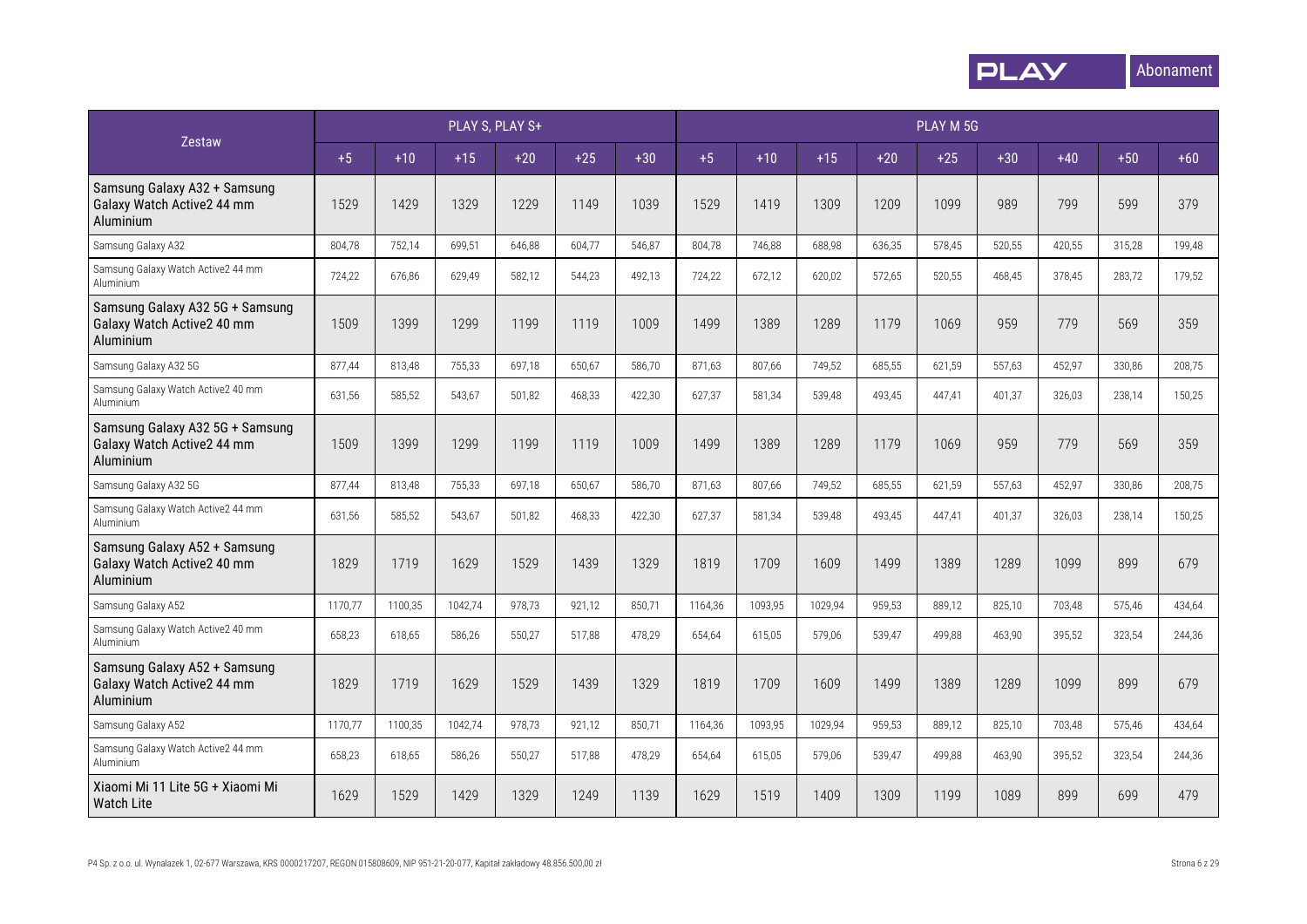| Zestaw | PLAY S, PLAY S+ | | | | | | PLAY M 5G | | | | | | | | |
|---|---|---|---|---|---|---|---|---|---|---|---|---|---|---|---|
| | +5 | +10 | +15 | +20 | +25 | +30 | +5 | +10 | +15 | +20 | +25 | +30 | +40 | +50 | +60 |
| Samsung Galaxy A32 + Samsung Galaxy Watch Active2 44 mm Aluminium | 1529 | 1429 | 1329 | 1229 | 1149 | 1039 | 1529 | 1419 | 1309 | 1209 | 1099 | 989 | 799 | 599 | 379 |
| Samsung Galaxy A32 | 804,78 | 752,14 | 699,51 | 646,88 | 604,77 | 546,87 | 804,78 | 746,88 | 688,98 | 636,35 | 578,45 | 520,55 | 420,55 | 315,28 | 199,48 |
| Samsung Galaxy Watch Active2 44 mm Aluminium | 724,22 | 676,86 | 629,49 | 582,12 | 544,23 | 492,13 | 724,22 | 672,12 | 620,02 | 572,65 | 520,55 | 468,45 | 378,45 | 283,72 | 179,52 |
| Samsung Galaxy A32 5G + Samsung Galaxy Watch Active2 40 mm Aluminium | 1509 | 1399 | 1299 | 1199 | 1119 | 1009 | 1499 | 1389 | 1289 | 1179 | 1069 | 959 | 779 | 569 | 359 |
| Samsung Galaxy A32 5G | 877,44 | 813,48 | 755,33 | 697,18 | 650,67 | 586,70 | 871,63 | 807,66 | 749,52 | 685,55 | 621,59 | 557,63 | 452,97 | 330,86 | 208,75 |
| Samsung Galaxy Watch Active2 40 mm Aluminium | 631,56 | 585,52 | 543,67 | 501,82 | 468,33 | 422,30 | 627,37 | 581,34 | 539,48 | 493,45 | 447,41 | 401,37 | 326,03 | 238,14 | 150,25 |
| Samsung Galaxy A32 5G + Samsung Galaxy Watch Active2 44 mm Aluminium | 1509 | 1399 | 1299 | 1199 | 1119 | 1009 | 1499 | 1389 | 1289 | 1179 | 1069 | 959 | 779 | 569 | 359 |
| Samsung Galaxy A32 5G | 877,44 | 813,48 | 755,33 | 697,18 | 650,67 | 586,70 | 871,63 | 807,66 | 749,52 | 685,55 | 621,59 | 557,63 | 452,97 | 330,86 | 208,75 |
| Samsung Galaxy Watch Active2 44 mm Aluminium | 631,56 | 585,52 | 543,67 | 501,82 | 468,33 | 422,30 | 627,37 | 581,34 | 539,48 | 493,45 | 447,41 | 401,37 | 326,03 | 238,14 | 150,25 |
| Samsung Galaxy A52 + Samsung Galaxy Watch Active2 40 mm Aluminium | 1829 | 1719 | 1629 | 1529 | 1439 | 1329 | 1819 | 1709 | 1609 | 1499 | 1389 | 1289 | 1099 | 899 | 679 |
| Samsung Galaxy A52 | 1170,77 | 1100,35 | 1042,74 | 978,73 | 921,12 | 850,71 | 1164,36 | 1093,95 | 1029,94 | 959,53 | 889,12 | 825,10 | 703,48 | 575,46 | 434,64 |
| Samsung Galaxy Watch Active2 40 mm Aluminium | 658,23 | 618,65 | 586,26 | 550,27 | 517,88 | 478,29 | 654,64 | 615,05 | 579,06 | 539,47 | 499,88 | 463,90 | 395,52 | 323,54 | 244,36 |
| Samsung Galaxy A52 + Samsung Galaxy Watch Active2 44 mm Aluminium | 1829 | 1719 | 1629 | 1529 | 1439 | 1329 | 1819 | 1709 | 1609 | 1499 | 1389 | 1289 | 1099 | 899 | 679 |
| Samsung Galaxy A52 | 1170,77 | 1100,35 | 1042,74 | 978,73 | 921,12 | 850,71 | 1164,36 | 1093,95 | 1029,94 | 959,53 | 889,12 | 825,10 | 703,48 | 575,46 | 434,64 |
| Samsung Galaxy Watch Active2 44 mm Aluminium | 658,23 | 618,65 | 586,26 | 550,27 | 517,88 | 478,29 | 654,64 | 615,05 | 579,06 | 539,47 | 499,88 | 463,90 | 395,52 | 323,54 | 244,36 |
| Xiaomi Mi 11 Lite 5G + Xiaomi Mi Watch Lite | 1629 | 1529 | 1429 | 1329 | 1249 | 1139 | 1629 | 1519 | 1409 | 1309 | 1199 | 1089 | 899 | 699 | 479 |

P4 Sp. z o.o. ul. Wynalazek 1, 02-677 Warszawa, KRS 0000217207, REGON 015808609, NIP 951-21-20-077, Kapitał zakładowy 48.856.500,00 zł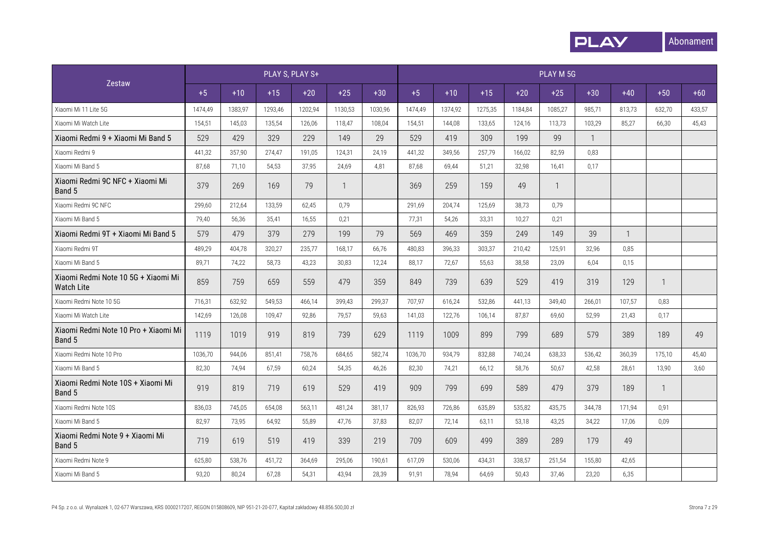| Zestaw | PLAY S, PLAY S+ | | | | | | PLAY M 5G | | | | | | | | |
|---|---|---|---|---|---|---|---|---|---|---|---|---|---|---|---|
| | +5 | +10 | +15 | +20 | +25 | +30 | +5 | +10 | +15 | +20 | +25 | +30 | +40 | +50 | +60 |
| Xiaomi Mi 11 Lite 5G | 1474,49 | 1383,97 | 1293,46 | 1202,94 | 1130,53 | 1030,96 | 1474,49 | 1374,92 | 1275,35 | 1184,84 | 1085,27 | 985,71 | 813,73 | 632,70 | 433,57 |
| Xiaomi Mi Watch Lite | 154,51 | 145,03 | 135,54 | 126,06 | 118,47 | 108,04 | 154,51 | 144,08 | 133,65 | 124,16 | 113,73 | 103,29 | 85,27 | 66,30 | 45,43 |
| Xiaomi Redmi 9 + Xiaomi Mi Band 5 | 529 | 429 | 329 | 229 | 149 | 29 | 529 | 419 | 309 | 199 | 99 | 1 | | | |
| Xiaomi Redmi 9 | 441,32 | 357,90 | 274,47 | 191,05 | 124,31 | 24,19 | 441,32 | 349,56 | 257,79 | 166,02 | 82,59 | 0,83 | | | |
| Xiaomi Mi Band 5 | 87,68 | 71,10 | 54,53 | 37,95 | 24,69 | 4,81 | 87,68 | 69,44 | 51,21 | 32,98 | 16,41 | 0,17 | | | |
| Xiaomi Redmi 9C NFC + Xiaomi Mi Band 5 | 379 | 269 | 169 | 79 | 1 | | 369 | 259 | 159 | 49 | 1 | | | | |
| Xiaomi Redmi 9C NFC | 299,60 | 212,64 | 133,59 | 62,45 | 0,79 | | 291,69 | 204,74 | 125,69 | 38,73 | 0,79 | | | | |
| Xiaomi Mi Band 5 | 79,40 | 56,36 | 35,41 | 16,55 | 0,21 | | 77,31 | 54,26 | 33,31 | 10,27 | 0,21 | | | | |
| Xiaomi Redmi 9T + Xiaomi Mi Band 5 | 579 | 479 | 379 | 279 | 199 | 79 | 569 | 469 | 359 | 249 | 149 | 39 | 1 | | |
| Xiaomi Redmi 9T | 489,29 | 404,78 | 320,27 | 235,77 | 168,17 | 66,76 | 480,83 | 396,33 | 303,37 | 210,42 | 125,91 | 32,96 | 0,85 | | |
| Xiaomi Mi Band 5 | 89,71 | 74,22 | 58,73 | 43,23 | 30,83 | 12,24 | 88,17 | 72,67 | 55,63 | 38,58 | 23,09 | 6,04 | 0,15 | | |
| Xiaomi Redmi Note 10 5G + Xiaomi Mi Watch Lite | 859 | 759 | 659 | 559 | 479 | 359 | 849 | 739 | 639 | 529 | 419 | 319 | 129 | 1 | |
| Xiaomi Redmi Note 10 5G | 716,31 | 632,92 | 549,53 | 466,14 | 399,43 | 299,37 | 707,97 | 616,24 | 532,86 | 441,13 | 349,40 | 266,01 | 107,57 | 0,83 | |
| Xiaomi Mi Watch Lite | 142,69 | 126,08 | 109,47 | 92,86 | 79,57 | 59,63 | 141,03 | 122,76 | 106,14 | 87,87 | 69,60 | 52,99 | 21,43 | 0,17 | |
| Xiaomi Redmi Note 10 Pro + Xiaomi Mi Band 5 | 1119 | 1019 | 919 | 819 | 739 | 629 | 1119 | 1009 | 899 | 799 | 689 | 579 | 389 | 189 | 49 |
| Xiaomi Redmi Note 10 Pro | 1036,70 | 944,06 | 851,41 | 758,76 | 684,65 | 582,74 | 1036,70 | 934,79 | 832,88 | 740,24 | 638,33 | 536,42 | 360,39 | 175,10 | 45,40 |
| Xiaomi Mi Band 5 | 82,30 | 74,94 | 67,59 | 60,24 | 54,35 | 46,26 | 82,30 | 74,21 | 66,12 | 58,76 | 50,67 | 42,58 | 28,61 | 13,90 | 3,60 |
| Xiaomi Redmi Note 10S + Xiaomi Mi Band 5 | 919 | 819 | 719 | 619 | 529 | 419 | 909 | 799 | 699 | 589 | 479 | 379 | 189 | 1 | |
| Xiaomi Redmi Note 10S | 836,03 | 745,05 | 654,08 | 563,11 | 481,24 | 381,17 | 826,93 | 726,86 | 635,89 | 535,82 | 435,75 | 344,78 | 171,94 | 0,91 | |
| Xiaomi Mi Band 5 | 82,97 | 73,95 | 64,92 | 55,89 | 47,76 | 37,83 | 82,07 | 72,14 | 63,11 | 53,18 | 43,25 | 34,22 | 17,06 | 0,09 | |
| Xiaomi Redmi Note 9 + Xiaomi Mi Band 5 | 719 | 619 | 519 | 419 | 339 | 219 | 709 | 609 | 499 | 389 | 289 | 179 | 49 | | |
| Xiaomi Redmi Note 9 | 625,80 | 538,76 | 451,72 | 364,69 | 295,06 | 190,61 | 617,09 | 530,06 | 434,31 | 338,57 | 251,54 | 155,80 | 42,65 | | |
| Xiaomi Mi Band 5 | 93,20 | 80,24 | 67,28 | 54,31 | 43,94 | 28,39 | 91,91 | 78,94 | 64,69 | 50,43 | 37,46 | 23,20 | 6,35 | | |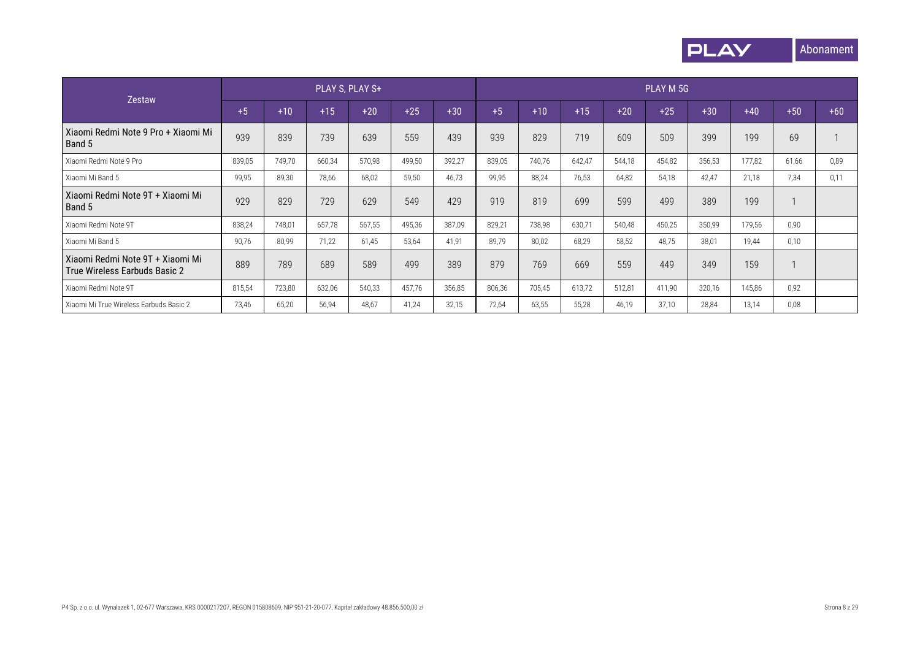| Zestaw | PLAY S, PLAY S+ | | | | | | PLAY M 5G | | | | | | | | |
|---|---|---|---|---|---|---|---|---|---|---|---|---|---|---|---|
| | +5 | +10 | +15 | +20 | +25 | +30 | +5 | +10 | +15 | +20 | +25 | +30 | +40 | +50 | +60 |
| Xiaomi Redmi Note 9 Pro + Xiaomi Mi Band 5 | 939 | 839 | 739 | 639 | 559 | 439 | 939 | 829 | 719 | 609 | 509 | 399 | 199 | 69 | 1 |
| Xiaomi Redmi Note 9 Pro | 839,05 | 749,70 | 660,34 | 570,98 | 499,50 | 392,27 | 839,05 | 740,76 | 642,47 | 544,18 | 454,82 | 356,53 | 177,82 | 61,66 | 0,89 |
| Xiaomi Mi Band 5 | 99,95 | 89,30 | 78,66 | 68,02 | 59,50 | 46,73 | 99,95 | 88,24 | 76,53 | 64,82 | 54,18 | 42,47 | 21,18 | 7,34 | 0,11 |
| Xiaomi Redmi Note 9T + Xiaomi Mi Band 5 | 929 | 829 | 729 | 629 | 549 | 429 | 919 | 819 | 699 | 599 | 499 | 389 | 199 | 1 | |
| Xiaomi Redmi Note 9T | 838,24 | 748,01 | 657,78 | 567,55 | 495,36 | 387,09 | 829,21 | 738,98 | 630,71 | 540,48 | 450,25 | 350,99 | 179,56 | 0,90 | |
| Xiaomi Mi Band 5 | 90,76 | 80,99 | 71,22 | 61,45 | 53,64 | 41,91 | 89,79 | 80,02 | 68,29 | 58,52 | 48,75 | 38,01 | 19,44 | 0,10 | |
| Xiaomi Redmi Note 9T + Xiaomi Mi True Wireless Earbuds Basic 2 | 889 | 789 | 689 | 589 | 499 | 389 | 879 | 769 | 669 | 559 | 449 | 349 | 159 | 1 | |
| Xiaomi Redmi Note 9T | 815,54 | 723,80 | 632,06 | 540,33 | 457,76 | 356,85 | 806,36 | 705,45 | 613,72 | 512,81 | 411,90 | 320,16 | 145,86 | 0,92 | |
| Xiaomi Mi True Wireless Earbuds Basic 2 | 73,46 | 65,20 | 56,94 | 48,67 | 41,24 | 32,15 | 72,64 | 63,55 | 55,28 | 46,19 | 37,10 | 28,84 | 13,14 | 0,08 | |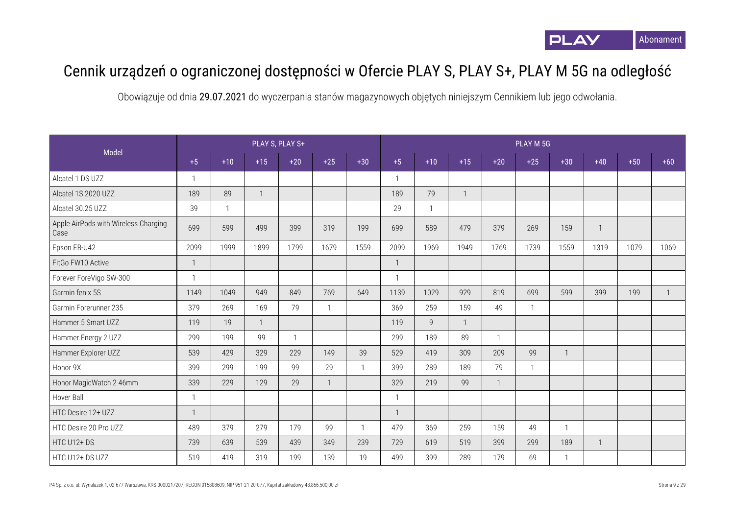# Cennik urządzeń o ograniczonej dostępności w Ofercie PLAY S, PLAY S+, PLAY M 5G na odległość

Obowiązuje od dnia **29.07.2021** do wyczerpania stanów magazynowych objętych niniejszym Cennikiem lub jego odwołania.

| Model | PLAY S, PLAY S+ | | | | | | PLAY M 5G | | | | | | | | |
|---|---|---|---|---|---|---|---|---|---|---|---|---|---|---|---|
| | +5 | +10 | +15 | +20 | +25 | +30 | +5 | +10 | +15 | +20 | +25 | +30 | +40 | +50 | +60 |
| Alcatel 1 DS UZZ | 1 | | | | | | 1 | | | | | | | | |
| Alcatel 1S 2020 UZZ | 189 | 89 | 1 | | | | 189 | 79 | 1 | | | | | | |
| Alcatel 30.25 UZZ | 39 | 1 | | | | | 29 | 1 | | | | | | | |
| Apple AirPods with Wireless Charging Case | 699 | 599 | 499 | 399 | 319 | 199 | 699 | 589 | 479 | 379 | 269 | 159 | 1 | | |
| Epson EB-U42 | 2099 | 1999 | 1899 | 1799 | 1679 | 1559 | 2099 | 1969 | 1949 | 1769 | 1739 | 1559 | 1319 | 1079 | 1069 |
| FitGo FW10 Active | 1 | | | | | | 1 | | | | | | | | |
| Forever ForeVigo SW-300 | 1 | | | | | | 1 | | | | | | | | |
| Garmin fenix 5S | 1149 | 1049 | 949 | 849 | 769 | 649 | 1139 | 1029 | 929 | 819 | 699 | 599 | 399 | 199 | 1 |
| Garmin Forerunner 235 | 379 | 269 | 169 | 79 | 1 | | 369 | 259 | 159 | 49 | 1 | | | | |
| Hammer 5 Smart UZZ | 119 | 19 | 1 | | | | 119 | 9 | 1 | | | | | | |
| Hammer Energy 2 UZZ | 299 | 199 | 99 | 1 | | | 299 | 189 | 89 | 1 | | | | | |
| Hammer Explorer UZZ | 539 | 429 | 329 | 229 | 149 | 39 | 529 | 419 | 309 | 209 | 99 | 1 | | | |
| Honor 9X | 399 | 299 | 199 | 99 | 29 | 1 | 399 | 289 | 189 | 79 | 1 | | | | |
| Honor MagicWatch 2 46mm | 339 | 229 | 129 | 29 | 1 | | 329 | 219 | 99 | 1 | | | | | |
| Hover Ball | 1 | | | | | | 1 | | | | | | | | |
| HTC Desire 12+ UZZ | 1 | | | | | | 1 | | | | | | | | |
| HTC Desire 20 Pro UZZ | 489 | 379 | 279 | 179 | 99 | 1 | 479 | 369 | 259 | 159 | 49 | 1 | | | |
| HTC U12+ DS | 739 | 639 | 539 | 439 | 349 | 239 | 729 | 619 | 519 | 399 | 299 | 189 | 1 | | |
| HTC U12+ DS UZZ | 519 | 419 | 319 | 199 | 139 | 19 | 499 | 399 | 289 | 179 | 69 | 1 | | | |

P4 Sp. z o.o. ul. Wynalazek 1, 02-677 Warszawa, KRS 0000217207, REGON 015808609, NIP 951-21-20-077, Kapitał zakładowy 48.856.500,00 zł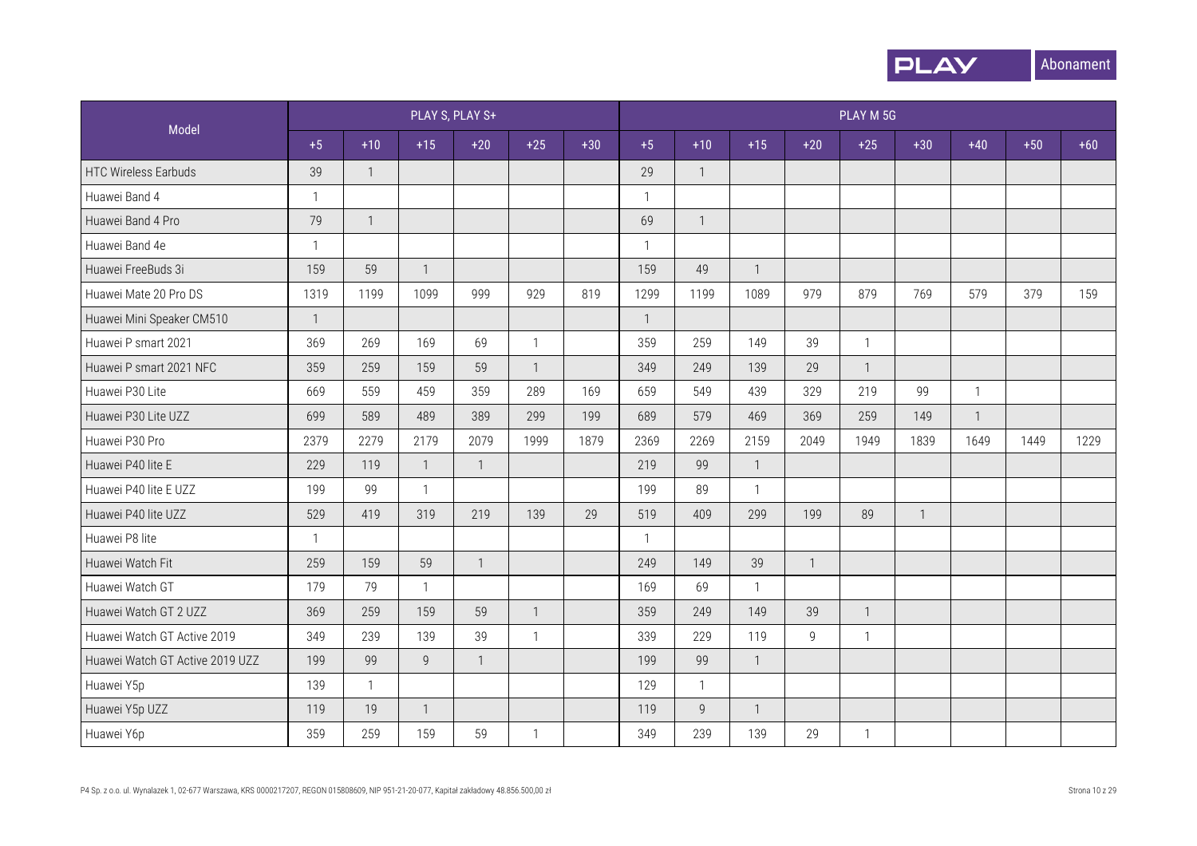| Model | PLAY S, PLAY S+ | | | | | | PLAY M 5G | | | | | | | | |
|---|---|---|---|---|---|---|---|---|---|---|---|---|---|---|---|
| | +5 | +10 | +15 | +20 | +25 | +30 | +5 | +10 | +15 | +20 | +25 | +30 | +40 | +50 | +60 |
| HTC Wireless Earbuds | 39 | 1 | | | | | 29 | 1 | | | | | | | |
| Huawei Band 4 | 1 | | | | | | 1 | | | | | | | | |
| Huawei Band 4 Pro | 79 | 1 | | | | | 69 | 1 | | | | | | | |
| Huawei Band 4e | 1 | | | | | | 1 | | | | | | | | |
| Huawei FreeBuds 3i | 159 | 59 | 1 | | | | 159 | 49 | 1 | | | | | | |
| Huawei Mate 20 Pro DS | 1319 | 1199 | 1099 | 999 | 929 | 819 | 1299 | 1199 | 1089 | 979 | 879 | 769 | 579 | 379 | 159 |
| Huawei Mini Speaker CM510 | 1 | | | | | | 1 | | | | | | | | |
| Huawei P smart 2021 | 369 | 269 | 169 | 69 | 1 | | 359 | 259 | 149 | 39 | 1 | | | | |
| Huawei P smart 2021 NFC | 359 | 259 | 159 | 59 | 1 | | 349 | 249 | 139 | 29 | 1 | | | | |
| Huawei P30 Lite | 669 | 559 | 459 | 359 | 289 | 169 | 659 | 549 | 439 | 329 | 219 | 99 | 1 | | |
| Huawei P30 Lite UZZ | 699 | 589 | 489 | 389 | 299 | 199 | 689 | 579 | 469 | 369 | 259 | 149 | 1 | | |
| Huawei P30 Pro | 2379 | 2279 | 2179 | 2079 | 1999 | 1879 | 2369 | 2269 | 2159 | 2049 | 1949 | 1839 | 1649 | 1449 | 1229 |
| Huawei P40 lite E | 229 | 119 | 1 | 1 | | | 219 | 99 | 1 | | | | | | |
| Huawei P40 lite E UZZ | 199 | 99 | 1 | | | | 199 | 89 | 1 | | | | | | |
| Huawei P40 lite UZZ | 529 | 419 | 319 | 219 | 139 | 29 | 519 | 409 | 299 | 199 | 89 | 1 | | | |
| Huawei P8 lite | 1 | | | | | | 1 | | | | | | | | |
| Huawei Watch Fit | 259 | 159 | 59 | 1 | | | 249 | 149 | 39 | 1 | | | | | |
| Huawei Watch GT | 179 | 79 | 1 | | | | 169 | 69 | 1 | | | | | | |
| Huawei Watch GT 2 UZZ | 369 | 259 | 159 | 59 | 1 | | 359 | 249 | 149 | 39 | 1 | | | | |
| Huawei Watch GT Active 2019 | 349 | 239 | 139 | 39 | 1 | | 339 | 229 | 119 | 9 | 1 | | | | |
| Huawei Watch GT Active 2019 UZZ | 199 | 99 | 9 | 1 | | | 199 | 99 | 1 | | | | | | |
| Huawei Y5p | 139 | 1 | | | | | 129 | 1 | | | | | | | |
| Huawei Y5p UZZ | 119 | 19 | 1 | | | | 119 | 9 | 1 | | | | | | |
| Huawei Y6p | 359 | 259 | 159 | 59 | 1 | | 349 | 239 | 139 | 29 | 1 | | | | |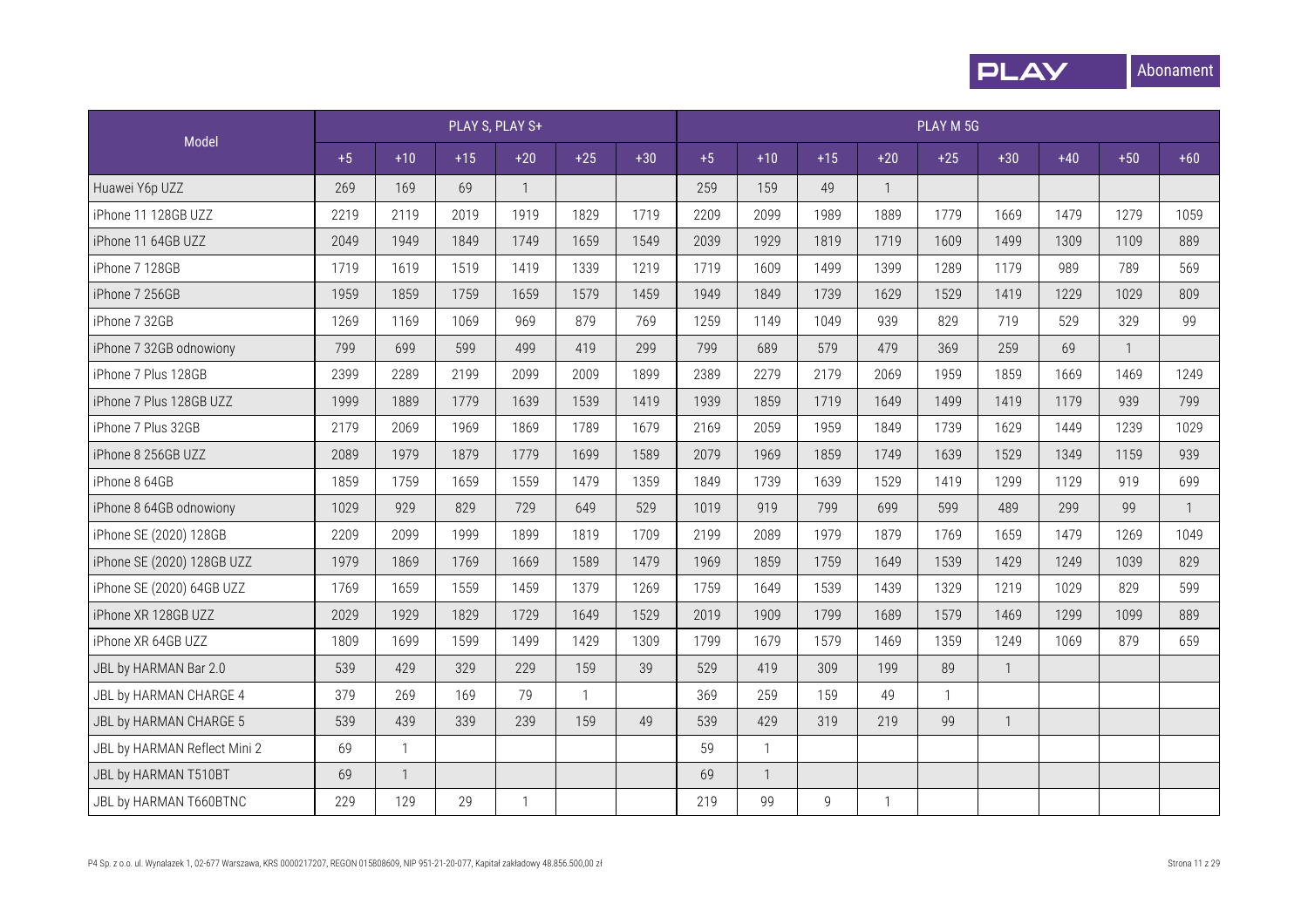| Model | PLAY S, PLAY S+ | | | | | | PLAY M 5G | | | | | | | | |
|---|---|---|---|---|---|---|---|---|---|---|---|---|---|---|---|
| | +5 | +10 | +15 | +20 | +25 | +30 | +5 | +10 | +15 | +20 | +25 | +30 | +40 | +50 | +60 |
| Huawei Y6p UZZ | 269 | 169 | 69 | 1 | | | 259 | 159 | 49 | 1 | | | | | |
| iPhone 11 128GB UZZ | 2219 | 2119 | 2019 | 1919 | 1829 | 1719 | 2209 | 2099 | 1989 | 1889 | 1779 | 1669 | 1479 | 1279 | 1059 |
| iPhone 11 64GB UZZ | 2049 | 1949 | 1849 | 1749 | 1659 | 1549 | 2039 | 1929 | 1819 | 1719 | 1609 | 1499 | 1309 | 1109 | 889 |
| iPhone 7 128GB | 1719 | 1619 | 1519 | 1419 | 1339 | 1219 | 1719 | 1609 | 1499 | 1399 | 1289 | 1179 | 989 | 789 | 569 |
| iPhone 7 256GB | 1959 | 1859 | 1759 | 1659 | 1579 | 1459 | 1949 | 1849 | 1739 | 1629 | 1529 | 1419 | 1229 | 1029 | 809 |
| iPhone 7 32GB | 1269 | 1169 | 1069 | 969 | 879 | 769 | 1259 | 1149 | 1049 | 939 | 829 | 719 | 529 | 329 | 99 |
| iPhone 7 32GB odnowiony | 799 | 699 | 599 | 499 | 419 | 299 | 799 | 689 | 579 | 479 | 369 | 259 | 69 | 1 | |
| iPhone 7 Plus 128GB | 2399 | 2289 | 2199 | 2099 | 2009 | 1899 | 2389 | 2279 | 2179 | 2069 | 1959 | 1859 | 1669 | 1469 | 1249 |
| iPhone 7 Plus 128GB UZZ | 1999 | 1889 | 1779 | 1639 | 1539 | 1419 | 1939 | 1859 | 1719 | 1649 | 1499 | 1419 | 1179 | 939 | 799 |
| iPhone 7 Plus 32GB | 2179 | 2069 | 1969 | 1869 | 1789 | 1679 | 2169 | 2059 | 1959 | 1849 | 1739 | 1629 | 1449 | 1239 | 1029 |
| iPhone 8 256GB UZZ | 2089 | 1979 | 1879 | 1779 | 1699 | 1589 | 2079 | 1969 | 1859 | 1749 | 1639 | 1529 | 1349 | 1159 | 939 |
| iPhone 8 64GB | 1859 | 1759 | 1659 | 1559 | 1479 | 1359 | 1849 | 1739 | 1639 | 1529 | 1419 | 1299 | 1129 | 919 | 699 |
| iPhone 8 64GB odnowiony | 1029 | 929 | 829 | 729 | 649 | 529 | 1019 | 919 | 799 | 699 | 599 | 489 | 299 | 99 | 1 |
| iPhone SE (2020) 128GB | 2209 | 2099 | 1999 | 1899 | 1819 | 1709 | 2199 | 2089 | 1979 | 1879 | 1769 | 1659 | 1479 | 1269 | 1049 |
| iPhone SE (2020) 128GB UZZ | 1979 | 1869 | 1769 | 1669 | 1589 | 1479 | 1969 | 1859 | 1759 | 1649 | 1539 | 1429 | 1249 | 1039 | 829 |
| iPhone SE (2020) 64GB UZZ | 1769 | 1659 | 1559 | 1459 | 1379 | 1269 | 1759 | 1649 | 1539 | 1439 | 1329 | 1219 | 1029 | 829 | 599 |
| iPhone XR 128GB UZZ | 2029 | 1929 | 1829 | 1729 | 1649 | 1529 | 2019 | 1909 | 1799 | 1689 | 1579 | 1469 | 1299 | 1099 | 889 |
| iPhone XR 64GB UZZ | 1809 | 1699 | 1599 | 1499 | 1429 | 1309 | 1799 | 1679 | 1579 | 1469 | 1359 | 1249 | 1069 | 879 | 659 |
| JBL by HARMAN Bar 2.0 | 539 | 429 | 329 | 229 | 159 | 39 | 529 | 419 | 309 | 199 | 89 | 1 | | | |
| JBL by HARMAN CHARGE 4 | 379 | 269 | 169 | 79 | 1 | | 369 | 259 | 159 | 49 | 1 | | | | |
| JBL by HARMAN CHARGE 5 | 539 | 439 | 339 | 239 | 159 | 49 | 539 | 429 | 319 | 219 | 99 | 1 | | | |
| JBL by HARMAN Reflect Mini 2 | 69 | 1 | | | | | 59 | 1 | | | | | | | |
| JBL by HARMAN T510BT | 69 | 1 | | | | | 69 | 1 | | | | | | | |
| JBL by HARMAN T660BTNC | 229 | 129 | 29 | 1 | | | 219 | 99 | 9 | 1 | | | | | |

P4 Sp. z o.o. ul. Wynalazek 1, 02-677 Warszawa, KRS 0000217207, REGON 015808609, NIP 951-21-20-077, Kapitał zakładowy 48.856.500,00 zł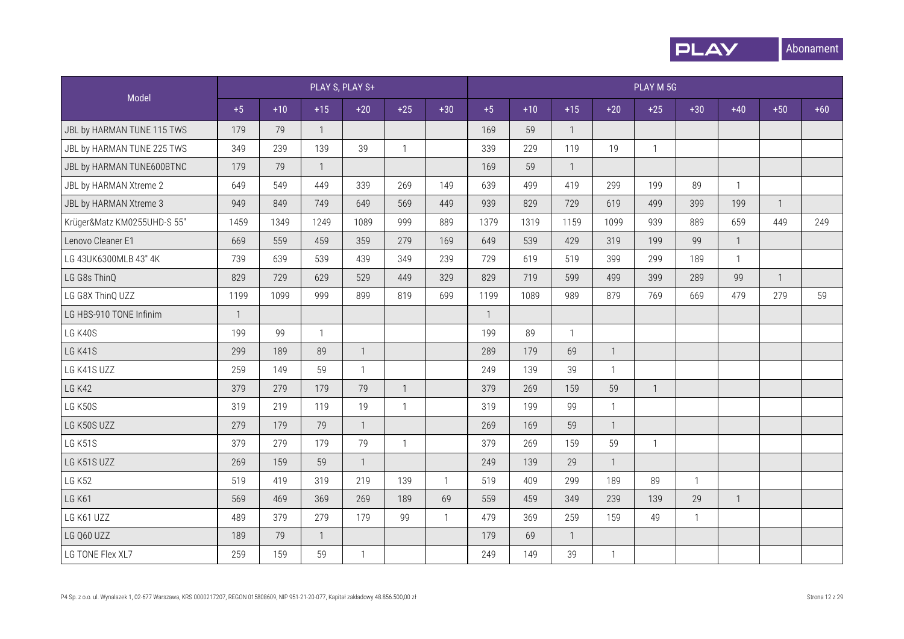| Model | PLAY S, PLAY S+ | | | | | | PLAY M 5G | | | | | | | | |
|---|---|---|---|---|---|---|---|---|---|---|---|---|---|---|---|
| | +5 | +10 | +15 | +20 | +25 | +30 | +5 | +10 | +15 | +20 | +25 | +30 | +40 | +50 | +60 |
| JBL by HARMAN TUNE 115 TWS | 179 | 79 | 1 | | | | 169 | 59 | 1 | | | | | | |
| JBL by HARMAN TUNE 225 TWS | 349 | 239 | 139 | 39 | 1 | | 339 | 229 | 119 | 19 | 1 | | | | |
| JBL by HARMAN TUNE600BTNC | 179 | 79 | 1 | | | | 169 | 59 | 1 | | | | | | |
| JBL by HARMAN Xtreme 2 | 649 | 549 | 449 | 339 | 269 | 149 | 639 | 499 | 419 | 299 | 199 | 89 | 1 | | |
| JBL by HARMAN Xtreme 3 | 949 | 849 | 749 | 649 | 569 | 449 | 939 | 829 | 729 | 619 | 499 | 399 | 199 | 1 | |
| Krüger&Matz KM0255UHD-S 55" | 1459 | 1349 | 1249 | 1089 | 999 | 889 | 1379 | 1319 | 1159 | 1099 | 939 | 889 | 659 | 449 | 249 |
| Lenovo Cleaner E1 | 669 | 559 | 459 | 359 | 279 | 169 | 649 | 539 | 429 | 319 | 199 | 99 | 1 | | |
| LG 43UK6300MLB 43" 4K | 739 | 639 | 539 | 439 | 349 | 239 | 729 | 619 | 519 | 399 | 299 | 189 | 1 | | |
| LG G8s ThinQ | 829 | 729 | 629 | 529 | 449 | 329 | 829 | 719 | 599 | 499 | 399 | 289 | 99 | 1 | |
| LG G8X ThinQ UZZ | 1199 | 1099 | 999 | 899 | 819 | 699 | 1199 | 1089 | 989 | 879 | 769 | 669 | 479 | 279 | 59 |
| LG HBS-910 TONE Infinim | 1 | | | | | | 1 | | | | | | | | |
| LG K40S | 199 | 99 | 1 | | | | 199 | 89 | 1 | | | | | | |
| LG K41S | 299 | 189 | 89 | 1 | | | 289 | 179 | 69 | 1 | | | | | |
| LG K41S UZZ | 259 | 149 | 59 | 1 | | | 249 | 139 | 39 | 1 | | | | | |
| LG K42 | 379 | 279 | 179 | 79 | 1 | | 379 | 269 | 159 | 59 | 1 | | | | |
| LG K50S | 319 | 219 | 119 | 19 | 1 | | 319 | 199 | 99 | 1 | | | | | |
| LG K50S UZZ | 279 | 179 | 79 | 1 | | | 269 | 169 | 59 | 1 | | | | | |
| LG K51S | 379 | 279 | 179 | 79 | 1 | | 379 | 269 | 159 | 59 | 1 | | | | |
| LG K51S UZZ | 269 | 159 | 59 | 1 | | | 249 | 139 | 29 | 1 | | | | | |
| LG K52 | 519 | 419 | 319 | 219 | 139 | 1 | 519 | 409 | 299 | 189 | 89 | 1 | | | |
| LG K61 | 569 | 469 | 369 | 269 | 189 | 69 | 559 | 459 | 349 | 239 | 139 | 29 | 1 | | |
| LG K61 UZZ | 489 | 379 | 279 | 179 | 99 | 1 | 479 | 369 | 259 | 159 | 49 | 1 | | | |
| LG Q60 UZZ | 189 | 79 | 1 | | | | 179 | 69 | 1 | | | | | | |
| LG TONE Flex XL7 | 259 | 159 | 59 | 1 | | | 249 | 149 | 39 | 1 | | | | | |

P4 Sp. z o.o. ul. Wynalazek 1, 02-677 Warszawa, KRS 0000217207, REGON 015808609, NIP 951-21-20-077, Kapitał zakładowy 48.856.500,00 zł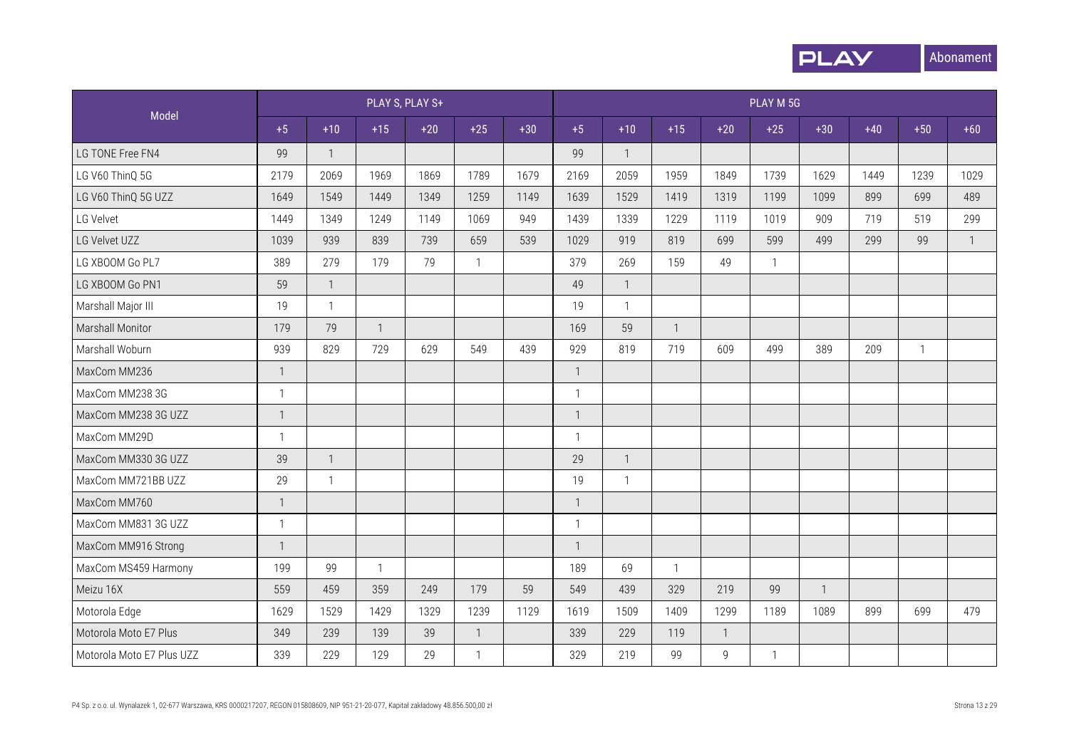PLAY Abonament

| Model | PLAY S, PLAY S+ | | | | | | PLAY M 5G | | | | | | | | |
|---|---|---|---|---|---|---|---|---|---|---|---|---|---|---|---|
| | +5 | +10 | +15 | +20 | +25 | +30 | +5 | +10 | +15 | +20 | +25 | +30 | +40 | +50 | +60 |
| LG TONE Free FN4 | 99 | 1 | | | | | 99 | 1 | | | | | | | |
| LG V60 ThinQ 5G | 2179 | 2069 | 1969 | 1869 | 1789 | 1679 | 2169 | 2059 | 1959 | 1849 | 1739 | 1629 | 1449 | 1239 | 1029 |
| LG V60 ThinQ 5G UZZ | 1649 | 1549 | 1449 | 1349 | 1259 | 1149 | 1639 | 1529 | 1419 | 1319 | 1199 | 1099 | 899 | 699 | 489 |
| LG Velvet | 1449 | 1349 | 1249 | 1149 | 1069 | 949 | 1439 | 1339 | 1229 | 1119 | 1019 | 909 | 719 | 519 | 299 |
| LG Velvet UZZ | 1039 | 939 | 839 | 739 | 659 | 539 | 1029 | 919 | 819 | 699 | 599 | 499 | 299 | 99 | 1 |
| LG XBOOM Go PL7 | 389 | 279 | 179 | 79 | 1 | | 379 | 269 | 159 | 49 | 1 | | | | |
| LG XBOOM Go PN1 | 59 | 1 | | | | | 49 | 1 | | | | | | | |
| Marshall Major III | 19 | 1 | | | | | 19 | 1 | | | | | | | |
| Marshall Monitor | 179 | 79 | 1 | | | | 169 | 59 | 1 | | | | | | |
| Marshall Woburn | 939 | 829 | 729 | 629 | 549 | 439 | 929 | 819 | 719 | 609 | 499 | 389 | 209 | 1 | |
| MaxCom MM236 | 1 | | | | | | 1 | | | | | | | | |
| MaxCom MM238 3G | 1 | | | | | | 1 | | | | | | | | |
| MaxCom MM238 3G UZZ | 1 | | | | | | 1 | | | | | | | | |
| MaxCom MM29D | 1 | | | | | | 1 | | | | | | | | |
| MaxCom MM330 3G UZZ | 39 | 1 | | | | | 29 | 1 | | | | | | | |
| MaxCom MM721BB UZZ | 29 | 1 | | | | | 19 | 1 | | | | | | | |
| MaxCom MM760 | 1 | | | | | | 1 | | | | | | | | |
| MaxCom MM831 3G UZZ | 1 | | | | | | 1 | | | | | | | | |
| MaxCom MM916 Strong | 1 | | | | | | 1 | | | | | | | | |
| MaxCom MS459 Harmony | 199 | 99 | 1 | | | | 189 | 69 | 1 | | | | | | |
| Meizu 16X | 559 | 459 | 359 | 249 | 179 | 59 | 549 | 439 | 329 | 219 | 99 | 1 | | | |
| Motorola Edge | 1629 | 1529 | 1429 | 1329 | 1239 | 1129 | 1619 | 1509 | 1409 | 1299 | 1189 | 1089 | 899 | 699 | 479 |
| Motorola Moto E7 Plus | 349 | 239 | 139 | 39 | 1 | | 339 | 229 | 119 | 1 | | | | | |
| Motorola Moto E7 Plus UZZ | 339 | 229 | 129 | 29 | 1 | | 329 | 219 | 99 | 9 | 1 | | | | |

P4 Sp. z o.o. ul. Wynalazek 1, 02-677 Warszawa, KRS 0000217207, REGON 015808609, NIP 951-21-20-077, Kapitał zakładowy 48.856.500,00 zł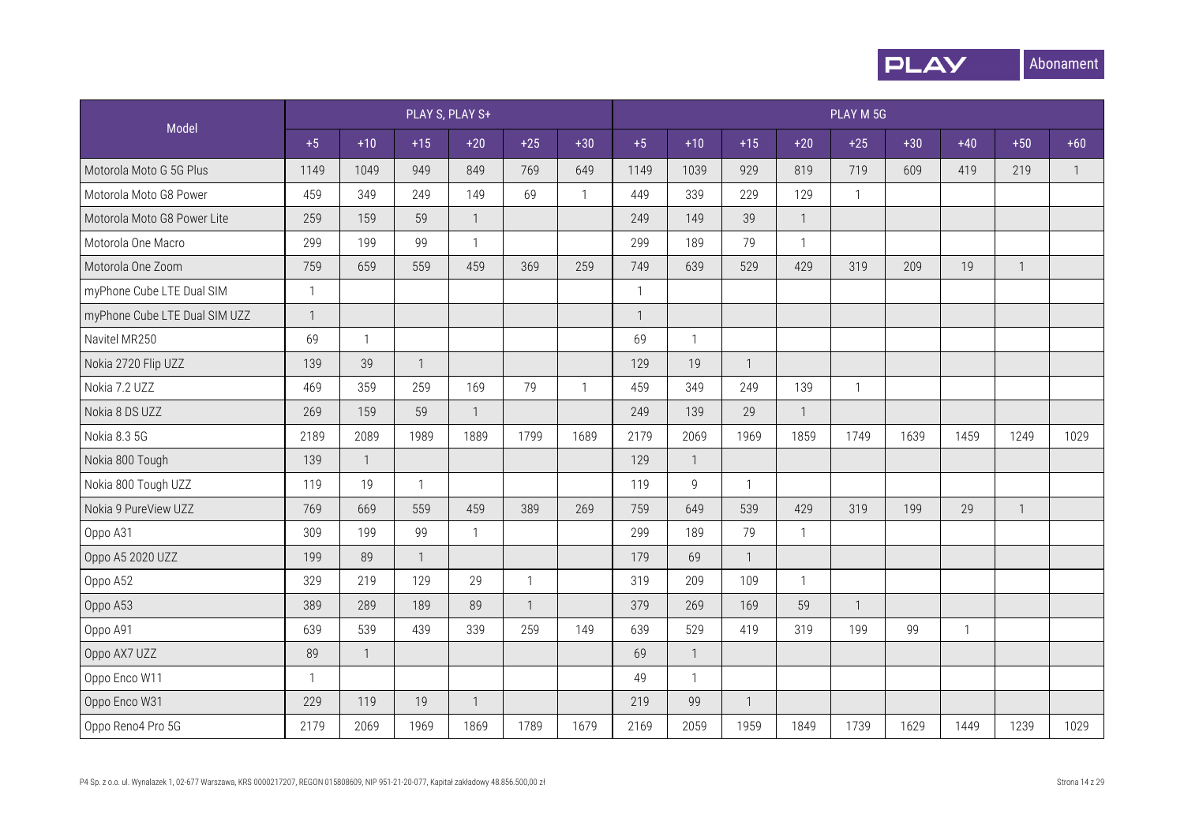| Model | PLAY S, PLAY S+ | | | | | | PLAY M 5G | | | | | | | | |
|---|---|---|---|---|---|---|---|---|---|---|---|---|---|---|---|
| | +5 | +10 | +15 | +20 | +25 | +30 | +5 | +10 | +15 | +20 | +25 | +30 | +40 | +50 | +60 |
| Motorola Moto G 5G Plus | 1149 | 1049 | 949 | 849 | 769 | 649 | 1149 | 1039 | 929 | 819 | 719 | 609 | 419 | 219 | 1 |
| Motorola Moto G8 Power | 459 | 349 | 249 | 149 | 69 | 1 | 449 | 339 | 229 | 129 | 1 | | | | |
| Motorola Moto G8 Power Lite | 259 | 159 | 59 | 1 | | | 249 | 149 | 39 | 1 | | | | | |
| Motorola One Macro | 299 | 199 | 99 | 1 | | | 299 | 189 | 79 | 1 | | | | | |
| Motorola One Zoom | 759 | 659 | 559 | 459 | 369 | 259 | 749 | 639 | 529 | 429 | 319 | 209 | 19 | 1 | |
| myPhone Cube LTE Dual SIM | 1 | | | | | | 1 | | | | | | | | |
| myPhone Cube LTE Dual SIM UZZ | 1 | | | | | | 1 | | | | | | | | |
| Navitel MR250 | 69 | 1 | | | | | 69 | 1 | | | | | | | |
| Nokia 2720 Flip UZZ | 139 | 39 | 1 | | | | 129 | 19 | 1 | | | | | | |
| Nokia 7.2 UZZ | 469 | 359 | 259 | 169 | 79 | 1 | 459 | 349 | 249 | 139 | 1 | | | | |
| Nokia 8 DS UZZ | 269 | 159 | 59 | 1 | | | 249 | 139 | 29 | 1 | | | | | |
| Nokia 8.3 5G | 2189 | 2089 | 1989 | 1889 | 1799 | 1689 | 2179 | 2069 | 1969 | 1859 | 1749 | 1639 | 1459 | 1249 | 1029 |
| Nokia 800 Tough | 139 | 1 | | | | | 129 | 1 | | | | | | | |
| Nokia 800 Tough UZZ | 119 | 19 | 1 | | | | 119 | 9 | 1 | | | | | | |
| Nokia 9 PureView UZZ | 769 | 669 | 559 | 459 | 389 | 269 | 759 | 649 | 539 | 429 | 319 | 199 | 29 | 1 | |
| Oppo A31 | 309 | 199 | 99 | 1 | | | 299 | 189 | 79 | 1 | | | | | |
| Oppo A5 2020 UZZ | 199 | 89 | 1 | | | | 179 | 69 | 1 | | | | | | |
| Oppo A52 | 329 | 219 | 129 | 29 | 1 | | 319 | 209 | 109 | 1 | | | | | |
| Oppo A53 | 389 | 289 | 189 | 89 | 1 | | 379 | 269 | 169 | 59 | 1 | | | | |
| Oppo A91 | 639 | 539 | 439 | 339 | 259 | 149 | 639 | 529 | 419 | 319 | 199 | 99 | 1 | | |
| Oppo AX7 UZZ | 89 | 1 | | | | | 69 | 1 | | | | | | | |
| Oppo Enco W11 | 1 | | | | | | 49 | 1 | | | | | | | |
| Oppo Enco W31 | 229 | 119 | 19 | 1 | | | 219 | 99 | 1 | | | | | | |
| Oppo Reno4 Pro 5G | 2179 | 2069 | 1969 | 1869 | 1789 | 1679 | 2169 | 2059 | 1959 | 1849 | 1739 | 1629 | 1449 | 1239 | 1029 |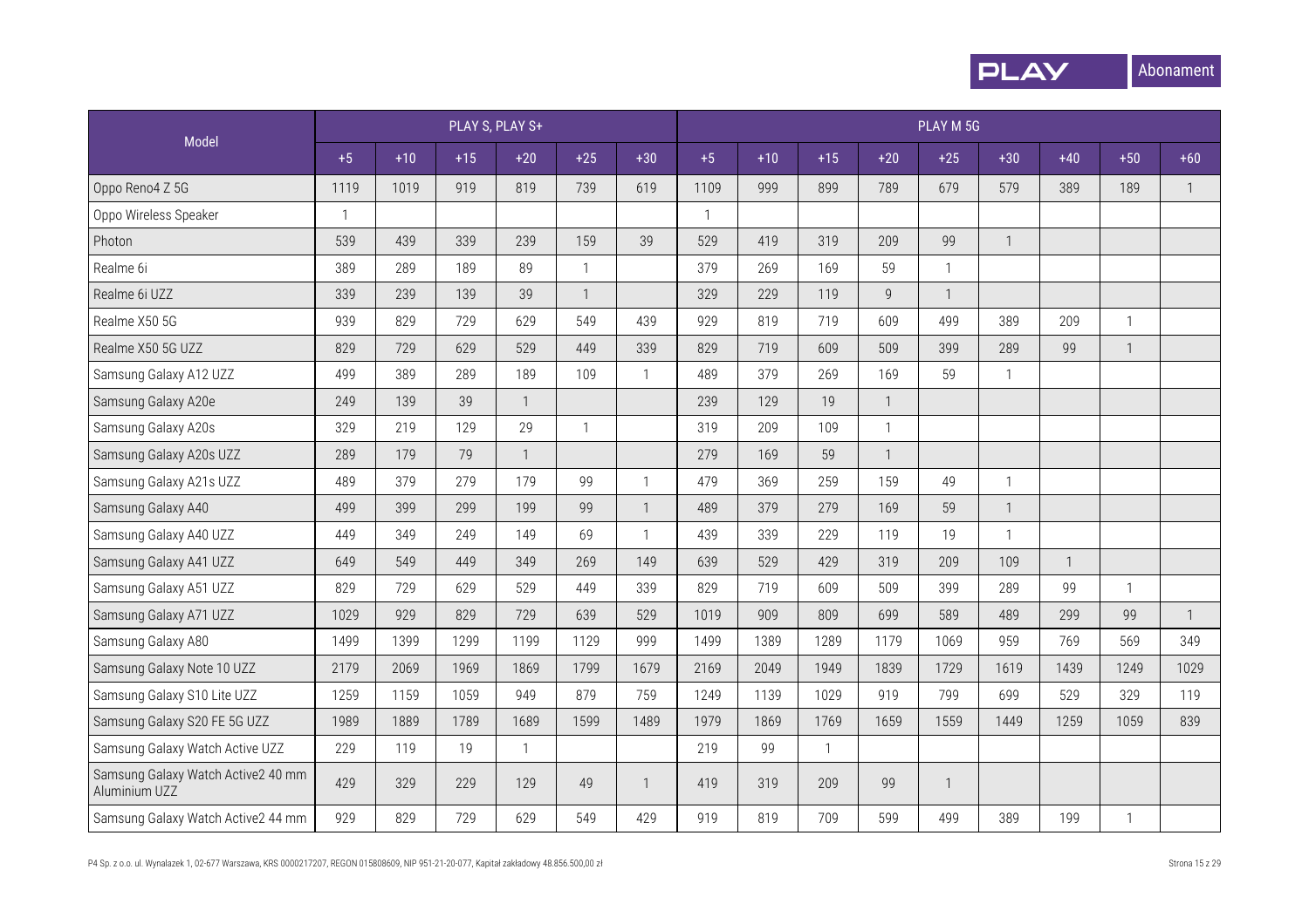| Model | PLAY S, PLAY S+ | | | | | | PLAY M 5G | | | | | | | | |
|---|---|---|---|---|---|---|---|---|---|---|---|---|---|---|---|
| | +5 | +10 | +15 | +20 | +25 | +30 | +5 | +10 | +15 | +20 | +25 | +30 | +40 | +50 | +60 |
| Oppo Reno4 Z 5G | 1119 | 1019 | 919 | 819 | 739 | 619 | 1109 | 999 | 899 | 789 | 679 | 579 | 389 | 189 | 1 |
| Oppo Wireless Speaker | 1 | | | | | | 1 | | | | | | | | |
| Photon | 539 | 439 | 339 | 239 | 159 | 39 | 529 | 419 | 319 | 209 | 99 | 1 | | | |
| Realme 6i | 389 | 289 | 189 | 89 | 1 | | 379 | 269 | 169 | 59 | 1 | | | | |
| Realme 6i UZZ | 339 | 239 | 139 | 39 | 1 | | 329 | 229 | 119 | 9 | 1 | | | | |
| Realme X50 5G | 939 | 829 | 729 | 629 | 549 | 439 | 929 | 819 | 719 | 609 | 499 | 389 | 209 | 1 | |
| Realme X50 5G UZZ | 829 | 729 | 629 | 529 | 449 | 339 | 829 | 719 | 609 | 509 | 399 | 289 | 99 | 1 | |
| Samsung Galaxy A12 UZZ | 499 | 389 | 289 | 189 | 109 | 1 | 489 | 379 | 269 | 169 | 59 | 1 | | | |
| Samsung Galaxy A20e | 249 | 139 | 39 | 1 | | | 239 | 129 | 19 | 1 | | | | | |
| Samsung Galaxy A20s | 329 | 219 | 129 | 29 | 1 | | 319 | 209 | 109 | 1 | | | | | |
| Samsung Galaxy A20s UZZ | 289 | 179 | 79 | 1 | | | 279 | 169 | 59 | 1 | | | | | |
| Samsung Galaxy A21s UZZ | 489 | 379 | 279 | 179 | 99 | 1 | 479 | 369 | 259 | 159 | 49 | 1 | | | |
| Samsung Galaxy A40 | 499 | 399 | 299 | 199 | 99 | 1 | 489 | 379 | 279 | 169 | 59 | 1 | | | |
| Samsung Galaxy A40 UZZ | 449 | 349 | 249 | 149 | 69 | 1 | 439 | 339 | 229 | 119 | 19 | 1 | | | |
| Samsung Galaxy A41 UZZ | 649 | 549 | 449 | 349 | 269 | 149 | 639 | 529 | 429 | 319 | 209 | 109 | 1 | | |
| Samsung Galaxy A51 UZZ | 829 | 729 | 629 | 529 | 449 | 339 | 829 | 719 | 609 | 509 | 399 | 289 | 99 | 1 | |
| Samsung Galaxy A71 UZZ | 1029 | 929 | 829 | 729 | 639 | 529 | 1019 | 909 | 809 | 699 | 589 | 489 | 299 | 99 | 1 |
| Samsung Galaxy A80 | 1499 | 1399 | 1299 | 1199 | 1129 | 999 | 1499 | 1389 | 1289 | 1179 | 1069 | 959 | 769 | 569 | 349 |
| Samsung Galaxy Note 10 UZZ | 2179 | 2069 | 1969 | 1869 | 1799 | 1679 | 2169 | 2049 | 1949 | 1839 | 1729 | 1619 | 1439 | 1249 | 1029 |
| Samsung Galaxy S10 Lite UZZ | 1259 | 1159 | 1059 | 949 | 879 | 759 | 1249 | 1139 | 1029 | 919 | 799 | 699 | 529 | 329 | 119 |
| Samsung Galaxy S20 FE 5G UZZ | 1989 | 1889 | 1789 | 1689 | 1599 | 1489 | 1979 | 1869 | 1769 | 1659 | 1559 | 1449 | 1259 | 1059 | 839 |
| Samsung Galaxy Watch Active UZZ | 229 | 119 | 19 | 1 | | | 219 | 99 | 1 | | | | | | |
| Samsung Galaxy Watch Active2 40 mm Aluminium UZZ | 429 | 329 | 229 | 129 | 49 | 1 | 419 | 319 | 209 | 99 | 1 | | | | |
| Samsung Galaxy Watch Active2 44 mm | 929 | 829 | 729 | 629 | 549 | 429 | 919 | 819 | 709 | 599 | 499 | 389 | 199 | 1 | |

P4 Sp. z o.o. ul. Wynalazek 1, 02-677 Warszawa, KRS 0000217207, REGON 015808609, NIP 951-21-20-077, Kapitał zakładowy 48.856.500,00 zł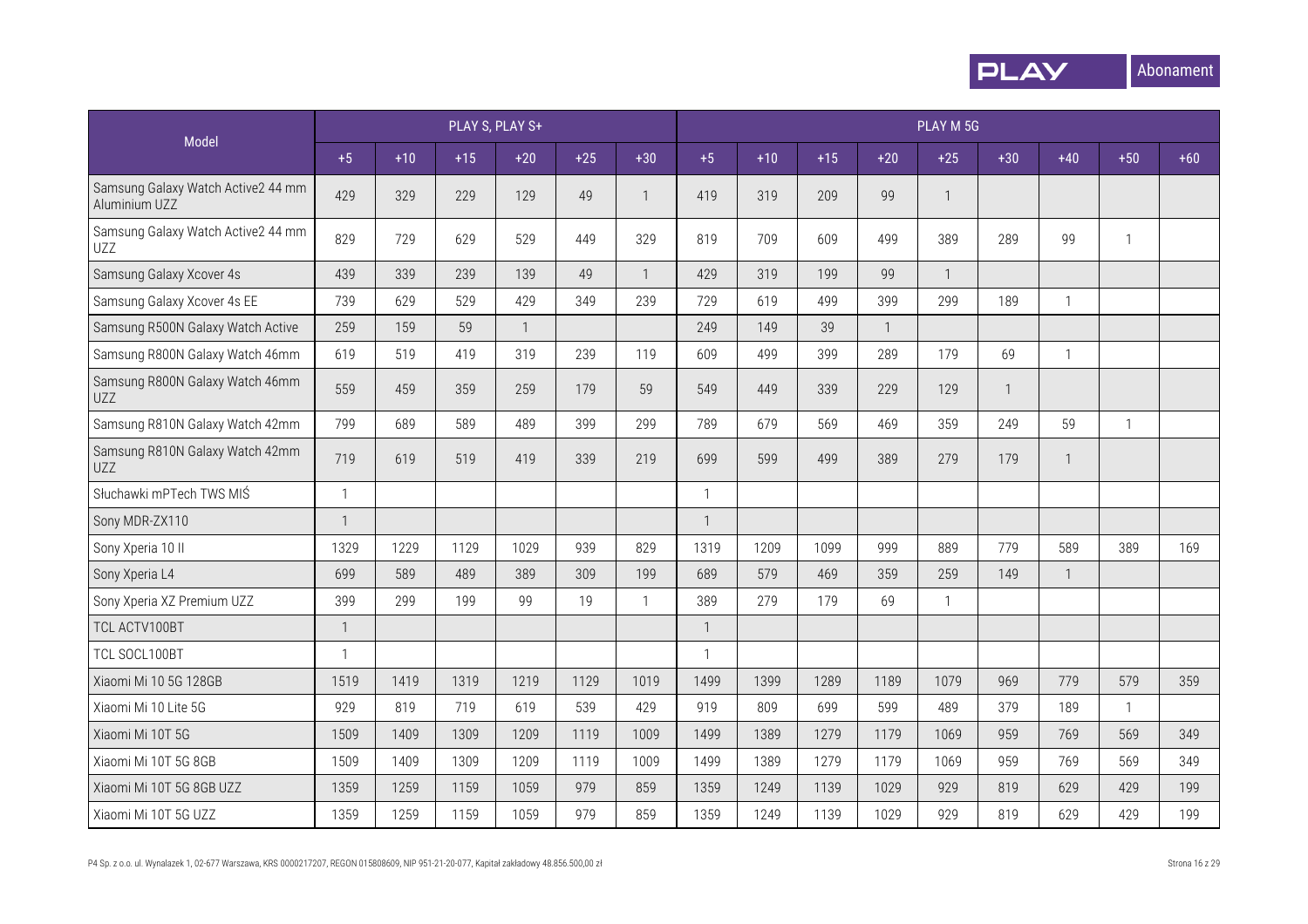| Model | PLAY S, PLAY S+ | | | | | | PLAY M 5G | | | | | | | | |
|---|---|---|---|---|---|---|---|---|---|---|---|---|---|---|---|
| | +5 | +10 | +15 | +20 | +25 | +30 | +5 | +10 | +15 | +20 | +25 | +30 | +40 | +50 | +60 |
| Samsung Galaxy Watch Active2 44 mm Aluminium UZZ | 429 | 329 | 229 | 129 | 49 | 1 | 419 | 319 | 209 | 99 | 1 | | | | |
| Samsung Galaxy Watch Active2 44 mm UZZ | 829 | 729 | 629 | 529 | 449 | 329 | 819 | 709 | 609 | 499 | 389 | 289 | 99 | 1 | |
| Samsung Galaxy Xcover 4s | 439 | 339 | 239 | 139 | 49 | 1 | 429 | 319 | 199 | 99 | 1 | | | | |
| Samsung Galaxy Xcover 4s EE | 739 | 629 | 529 | 429 | 349 | 239 | 729 | 619 | 499 | 399 | 299 | 189 | 1 | | |
| Samsung R500N Galaxy Watch Active | 259 | 159 | 59 | 1 | | | 249 | 149 | 39 | 1 | | | | | |
| Samsung R800N Galaxy Watch 46mm | 619 | 519 | 419 | 319 | 239 | 119 | 609 | 499 | 399 | 289 | 179 | 69 | 1 | | |
| Samsung R800N Galaxy Watch 46mm UZZ | 559 | 459 | 359 | 259 | 179 | 59 | 549 | 449 | 339 | 229 | 129 | 1 | | | |
| Samsung R810N Galaxy Watch 42mm | 799 | 689 | 589 | 489 | 399 | 299 | 789 | 679 | 569 | 469 | 359 | 249 | 59 | 1 | |
| Samsung R810N Galaxy Watch 42mm UZZ | 719 | 619 | 519 | 419 | 339 | 219 | 699 | 599 | 499 | 389 | 279 | 179 | 1 | | |
| Słuchawki mPTech TWS MIŚ | 1 | | | | | | 1 | | | | | | | | |
| Sony MDR-ZX110 | 1 | | | | | | 1 | | | | | | | | |
| Sony Xperia 10 II | 1329 | 1229 | 1129 | 1029 | 939 | 829 | 1319 | 1209 | 1099 | 999 | 889 | 779 | 589 | 389 | 169 |
| Sony Xperia L4 | 699 | 589 | 489 | 389 | 309 | 199 | 689 | 579 | 469 | 359 | 259 | 149 | 1 | | |
| Sony Xperia XZ Premium UZZ | 399 | 299 | 199 | 99 | 19 | 1 | 389 | 279 | 179 | 69 | 1 | | | | |
| TCL ACTV100BT | 1 | | | | | | 1 | | | | | | | | |
| TCL SOCL100BT | 1 | | | | | | 1 | | | | | | | | |
| Xiaomi Mi 10 5G 128GB | 1519 | 1419 | 1319 | 1219 | 1129 | 1019 | 1499 | 1399 | 1289 | 1189 | 1079 | 969 | 779 | 579 | 359 |
| Xiaomi Mi 10 Lite 5G | 929 | 819 | 719 | 619 | 539 | 429 | 919 | 809 | 699 | 599 | 489 | 379 | 189 | 1 | |
| Xiaomi Mi 10T 5G | 1509 | 1409 | 1309 | 1209 | 1119 | 1009 | 1499 | 1389 | 1279 | 1179 | 1069 | 959 | 769 | 569 | 349 |
| Xiaomi Mi 10T 5G 8GB | 1509 | 1409 | 1309 | 1209 | 1119 | 1009 | 1499 | 1389 | 1279 | 1179 | 1069 | 959 | 769 | 569 | 349 |
| Xiaomi Mi 10T 5G 8GB UZZ | 1359 | 1259 | 1159 | 1059 | 979 | 859 | 1359 | 1249 | 1139 | 1029 | 929 | 819 | 629 | 429 | 199 |
| Xiaomi Mi 10T 5G UZZ | 1359 | 1259 | 1159 | 1059 | 979 | 859 | 1359 | 1249 | 1139 | 1029 | 929 | 819 | 629 | 429 | 199 |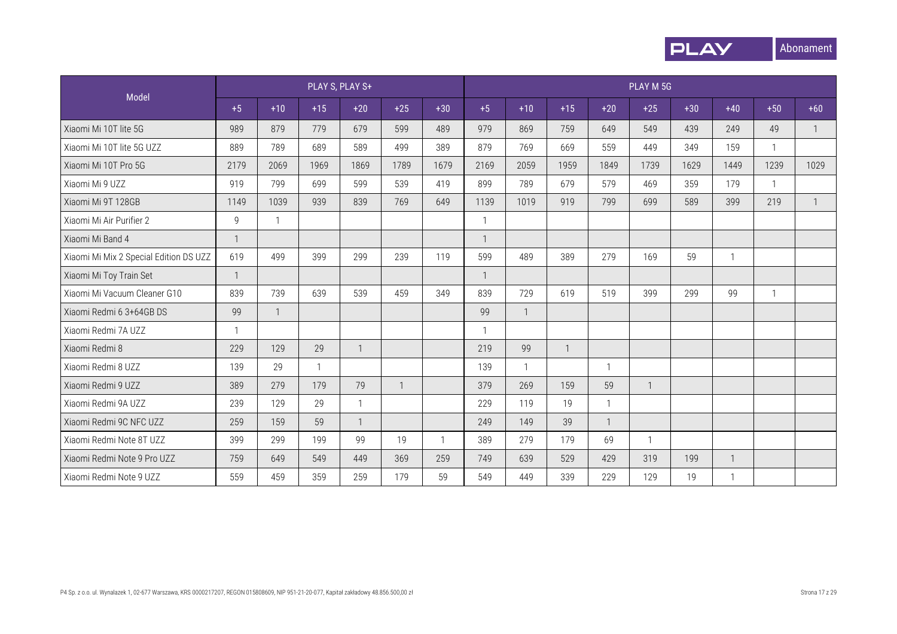| Model | PLAY S, PLAY S+ | | | | | | PLAY M 5G | | | | | | | | |
|---|---|---|---|---|---|---|---|---|---|---|---|---|---|---|---|
| | +5 | +10 | +15 | +20 | +25 | +30 | +5 | +10 | +15 | +20 | +25 | +30 | +40 | +50 | +60 |
| Xiaomi Mi 10T lite 5G | 989 | 879 | 779 | 679 | 599 | 489 | 979 | 869 | 759 | 649 | 549 | 439 | 249 | 49 | 1 |
| Xiaomi Mi 10T lite 5G UZZ | 889 | 789 | 689 | 589 | 499 | 389 | 879 | 769 | 669 | 559 | 449 | 349 | 159 | 1 | |
| Xiaomi Mi 10T Pro 5G | 2179 | 2069 | 1969 | 1869 | 1789 | 1679 | 2169 | 2059 | 1959 | 1849 | 1739 | 1629 | 1449 | 1239 | 1029 |
| Xiaomi Mi 9 UZZ | 919 | 799 | 699 | 599 | 539 | 419 | 899 | 789 | 679 | 579 | 469 | 359 | 179 | 1 | |
| Xiaomi Mi 9T 128GB | 1149 | 1039 | 939 | 839 | 769 | 649 | 1139 | 1019 | 919 | 799 | 699 | 589 | 399 | 219 | 1 |
| Xiaomi Mi Air Purifier 2 | 9 | 1 | | | | | 1 | | | | | | | | |
| Xiaomi Mi Band 4 | 1 | | | | | | 1 | | | | | | | | |
| Xiaomi Mi Mix 2 Special Edition DS UZZ | 619 | 499 | 399 | 299 | 239 | 119 | 599 | 489 | 389 | 279 | 169 | 59 | 1 | | |
| Xiaomi Mi Toy Train Set | 1 | | | | | | 1 | | | | | | | | |
| Xiaomi Mi Vacuum Cleaner G10 | 839 | 739 | 639 | 539 | 459 | 349 | 839 | 729 | 619 | 519 | 399 | 299 | 99 | 1 | |
| Xiaomi Redmi 6 3+64GB DS | 99 | 1 | | | | | 99 | 1 | | | | | | | |
| Xiaomi Redmi 7A UZZ | 1 | | | | | | 1 | | | | | | | | |
| Xiaomi Redmi 8 | 229 | 129 | 29 | 1 | | | 219 | 99 | 1 | | | | | | |
| Xiaomi Redmi 8 UZZ | 139 | 29 | 1 | | | | 139 | 1 | | 1 | | | | | |
| Xiaomi Redmi 9 UZZ | 389 | 279 | 179 | 79 | 1 | | 379 | 269 | 159 | 59 | 1 | | | | |
| Xiaomi Redmi 9A UZZ | 239 | 129 | 29 | 1 | | | 229 | 119 | 19 | 1 | | | | | |
| Xiaomi Redmi 9C NFC UZZ | 259 | 159 | 59 | 1 | | | 249 | 149 | 39 | 1 | | | | | |
| Xiaomi Redmi Note 8T UZZ | 399 | 299 | 199 | 99 | 19 | 1 | 389 | 279 | 179 | 69 | 1 | | | | |
| Xiaomi Redmi Note 9 Pro UZZ | 759 | 649 | 549 | 449 | 369 | 259 | 749 | 639 | 529 | 429 | 319 | 199 | 1 | | |
| Xiaomi Redmi Note 9 UZZ | 559 | 459 | 359 | 259 | 179 | 59 | 549 | 449 | 339 | 229 | 129 | 19 | 1 | | |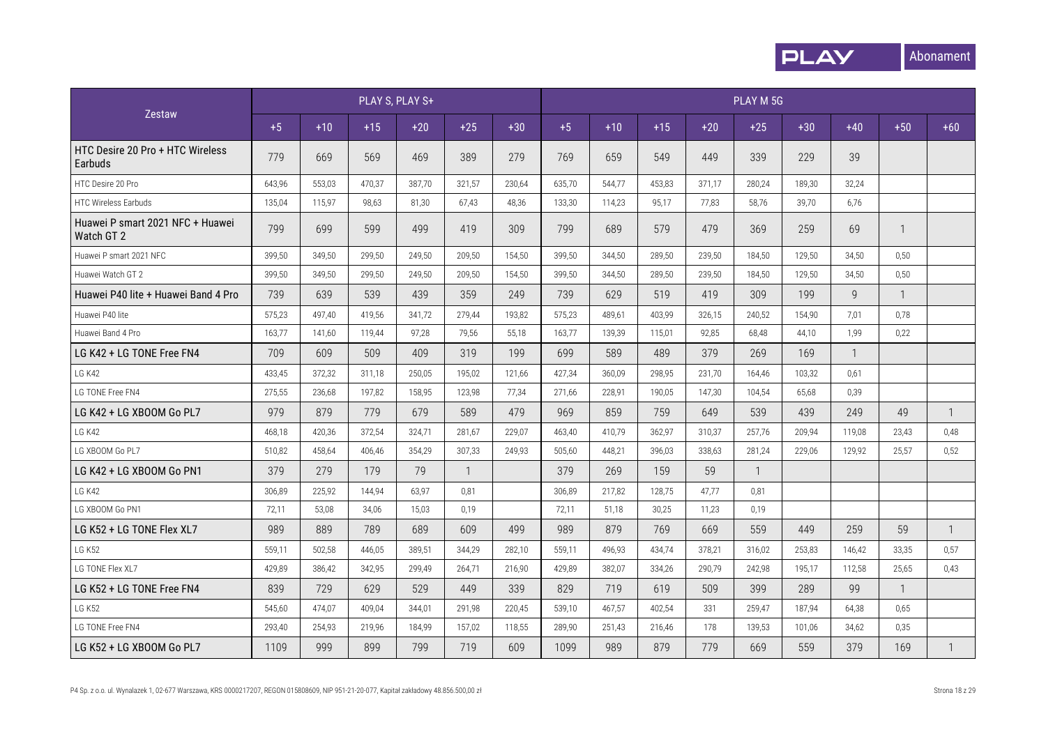| Zestaw | PLAY S, PLAY S+ | | | | | | PLAY M 5G | | | | | | | | |
|---|---|---|---|---|---|---|---|---|---|---|---|---|---|---|---|
| | +5 | +10 | +15 | +20 | +25 | +30 | +5 | +10 | +15 | +20 | +25 | +30 | +40 | +50 | +60 |
| HTC Desire 20 Pro + HTC Wireless Earbuds | 779 | 669 | 569 | 469 | 389 | 279 | 769 | 659 | 549 | 449 | 339 | 229 | 39 | | |
| HTC Desire 20 Pro | 643,96 | 553,03 | 470,37 | 387,70 | 321,57 | 230,64 | 635,70 | 544,77 | 453,83 | 371,17 | 280,24 | 189,30 | 32,24 | | |
| HTC Wireless Earbuds | 135,04 | 115,97 | 98,63 | 81,30 | 67,43 | 48,36 | 133,30 | 114,23 | 95,17 | 77,83 | 58,76 | 39,70 | 6,76 | | |
| Huawei P smart 2021 NFC + Huawei Watch GT 2 | 799 | 699 | 599 | 499 | 419 | 309 | 799 | 689 | 579 | 479 | 369 | 259 | 69 | 1 | |
| Huawei P smart 2021 NFC | 399,50 | 349,50 | 299,50 | 249,50 | 209,50 | 154,50 | 399,50 | 344,50 | 289,50 | 239,50 | 184,50 | 129,50 | 34,50 | 0,50 | |
| Huawei Watch GT 2 | 399,50 | 349,50 | 299,50 | 249,50 | 209,50 | 154,50 | 399,50 | 344,50 | 289,50 | 239,50 | 184,50 | 129,50 | 34,50 | 0,50 | |
| Huawei P40 lite + Huawei Band 4 Pro | 739 | 639 | 539 | 439 | 359 | 249 | 739 | 629 | 519 | 419 | 309 | 199 | 9 | 1 | |
| Huawei P40 lite | 575,23 | 497,40 | 419,56 | 341,72 | 279,44 | 193,82 | 575,23 | 489,61 | 403,99 | 326,15 | 240,52 | 154,90 | 7,01 | 0,78 | |
| Huawei Band 4 Pro | 163,77 | 141,60 | 119,44 | 97,28 | 79,56 | 55,18 | 163,77 | 139,39 | 115,01 | 92,85 | 68,48 | 44,10 | 1,99 | 0,22 | |
| LG K42 + LG TONE Free FN4 | 709 | 609 | 509 | 409 | 319 | 199 | 699 | 589 | 489 | 379 | 269 | 169 | 1 | | |
| LG K42 | 433,45 | 372,32 | 311,18 | 250,05 | 195,02 | 121,66 | 427,34 | 360,09 | 298,95 | 231,70 | 164,46 | 103,32 | 0,61 | | |
| LG TONE Free FN4 | 275,55 | 236,68 | 197,82 | 158,95 | 123,98 | 77,34 | 271,66 | 228,91 | 190,05 | 147,30 | 104,54 | 65,68 | 0,39 | | |
| LG K42 + LG XBOOM Go PL7 | 979 | 879 | 779 | 679 | 589 | 479 | 969 | 859 | 759 | 649 | 539 | 439 | 249 | 49 | 1 |
| LG K42 | 468,18 | 420,36 | 372,54 | 324,71 | 281,67 | 229,07 | 463,40 | 410,79 | 362,97 | 310,37 | 257,76 | 209,94 | 119,08 | 23,43 | 0,48 |
| LG XBOOM Go PL7 | 510,82 | 458,64 | 406,46 | 354,29 | 307,33 | 249,93 | 505,60 | 448,21 | 396,03 | 338,63 | 281,24 | 229,06 | 129,92 | 25,57 | 0,52 |
| LG K42 + LG XBOOM Go PN1 | 379 | 279 | 179 | 79 | 1 | | 379 | 269 | 159 | 59 | 1 | | | | |
| LG K42 | 306,89 | 225,92 | 144,94 | 63,97 | 0,81 | | 306,89 | 217,82 | 128,75 | 47,77 | 0,81 | | | | |
| LG XBOOM Go PN1 | 72,11 | 53,08 | 34,06 | 15,03 | 0,19 | | 72,11 | 51,18 | 30,25 | 11,23 | 0,19 | | | | |
| LG K52 + LG TONE Flex XL7 | 989 | 889 | 789 | 689 | 609 | 499 | 989 | 879 | 769 | 669 | 559 | 449 | 259 | 59 | 1 |
| LG K52 | 559,11 | 502,58 | 446,05 | 389,51 | 344,29 | 282,10 | 559,11 | 496,93 | 434,74 | 378,21 | 316,02 | 253,83 | 146,42 | 33,35 | 0,57 |
| LG TONE Flex XL7 | 429,89 | 386,42 | 342,95 | 299,49 | 264,71 | 216,90 | 429,89 | 382,07 | 334,26 | 290,79 | 242,98 | 195,17 | 112,58 | 25,65 | 0,43 |
| LG K52 + LG TONE Free FN4 | 839 | 729 | 629 | 529 | 449 | 339 | 829 | 719 | 619 | 509 | 399 | 289 | 99 | 1 | |
| LG K52 | 545,60 | 474,07 | 409,04 | 344,01 | 291,98 | 220,45 | 539,10 | 467,57 | 402,54 | 331 | 259,47 | 187,94 | 64,38 | 0,65 | |
| LG TONE Free FN4 | 293,40 | 254,93 | 219,96 | 184,99 | 157,02 | 118,55 | 289,90 | 251,43 | 216,46 | 178 | 139,53 | 101,06 | 34,62 | 0,35 | |
| LG K52 + LG XBOOM Go PL7 | 1109 | 999 | 899 | 799 | 719 | 609 | 1099 | 989 | 879 | 779 | 669 | 559 | 379 | 169 | 1 |

P4 Sp. z o.o. ul. Wynalazek 1, 02-677 Warszawa, KRS 0000217207, REGON 015808609, NIP 951-21-20-077, Kapitał zakładowy 48.856.500,00 zł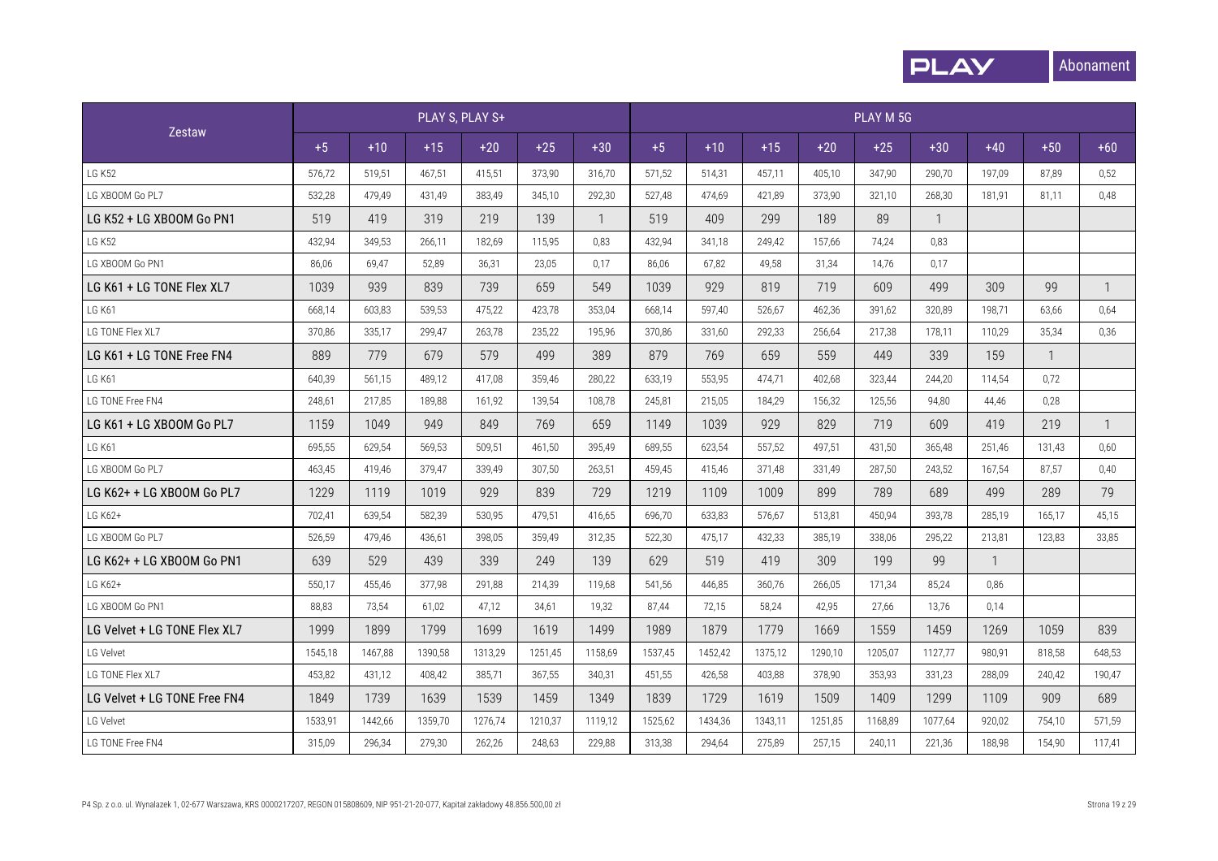| Zestaw | PLAY S, PLAY S+ | | | | | | PLAY M 5G | | | | | | | | |
|---|---|---|---|---|---|---|---|---|---|---|---|---|---|---|---|
| | +5 | +10 | +15 | +20 | +25 | +30 | +5 | +10 | +15 | +20 | +25 | +30 | +40 | +50 | +60 |
| LG K52 | 576,72 | 519,51 | 467,51 | 415,51 | 373,90 | 316,70 | 571,52 | 514,31 | 457,11 | 405,10 | 347,90 | 290,70 | 197,09 | 87,89 | 0,52 |
| LG XBOOM Go PL7 | 532,28 | 479,49 | 431,49 | 383,49 | 345,10 | 292,30 | 527,48 | 474,69 | 421,89 | 373,90 | 321,10 | 268,30 | 181,91 | 81,11 | 0,48 |
| LG K52 + LG XBOOM Go PN1 | 519 | 419 | 319 | 219 | 139 | 1 | 519 | 409 | 299 | 189 | 89 | 1 | | | |
| LG K52 | 432,94 | 349,53 | 266,11 | 182,69 | 115,95 | 0,83 | 432,94 | 341,18 | 249,42 | 157,66 | 74,24 | 0,83 | | | |
| LG XBOOM Go PN1 | 86,06 | 69,47 | 52,89 | 36,31 | 23,05 | 0,17 | 86,06 | 67,82 | 49,58 | 31,34 | 14,76 | 0,17 | | | |
| LG K61 + LG TONE Flex XL7 | 1039 | 939 | 839 | 739 | 659 | 549 | 1039 | 929 | 819 | 719 | 609 | 499 | 309 | 99 | 1 |
| LG K61 | 668,14 | 603,83 | 539,53 | 475,22 | 423,78 | 353,04 | 668,14 | 597,40 | 526,67 | 462,36 | 391,62 | 320,89 | 198,71 | 63,66 | 0,64 |
| LG TONE Flex XL7 | 370,86 | 335,17 | 299,47 | 263,78 | 235,22 | 195,96 | 370,86 | 331,60 | 292,33 | 256,64 | 217,38 | 178,11 | 110,29 | 35,34 | 0,36 |
| LG K61 + LG TONE Free FN4 | 889 | 779 | 679 | 579 | 499 | 389 | 879 | 769 | 659 | 559 | 449 | 339 | 159 | 1 | |
| LG K61 | 640,39 | 561,15 | 489,12 | 417,08 | 359,46 | 280,22 | 633,19 | 553,95 | 474,71 | 402,68 | 323,44 | 244,20 | 114,54 | 0,72 | |
| LG TONE Free FN4 | 248,61 | 217,85 | 189,88 | 161,92 | 139,54 | 108,78 | 245,81 | 215,05 | 184,29 | 156,32 | 125,56 | 94,80 | 44,46 | 0,28 | |
| LG K61 + LG XBOOM Go PL7 | 1159 | 1049 | 949 | 849 | 769 | 659 | 1149 | 1039 | 929 | 829 | 719 | 609 | 419 | 219 | 1 |
| LG K61 | 695,55 | 629,54 | 569,53 | 509,51 | 461,50 | 395,49 | 689,55 | 623,54 | 557,52 | 497,51 | 431,50 | 365,48 | 251,46 | 131,43 | 0,60 |
| LG XBOOM Go PL7 | 463,45 | 419,46 | 379,47 | 339,49 | 307,50 | 263,51 | 459,45 | 415,46 | 371,48 | 331,49 | 287,50 | 243,52 | 167,54 | 87,57 | 0,40 |
| LG K62+ + LG XBOOM Go PL7 | 1229 | 1119 | 1019 | 929 | 839 | 729 | 1219 | 1109 | 1009 | 899 | 789 | 689 | 499 | 289 | 79 |
| LG K62+ | 702,41 | 639,54 | 582,39 | 530,95 | 479,51 | 416,65 | 696,70 | 633,83 | 576,67 | 513,81 | 450,94 | 393,78 | 285,19 | 165,17 | 45,15 |
| LG XBOOM Go PL7 | 526,59 | 479,46 | 436,61 | 398,05 | 359,49 | 312,35 | 522,30 | 475,17 | 432,33 | 385,19 | 338,06 | 295,22 | 213,81 | 123,83 | 33,85 |
| LG K62+ + LG XBOOM Go PN1 | 639 | 529 | 439 | 339 | 249 | 139 | 629 | 519 | 419 | 309 | 199 | 99 | 1 | | |
| LG K62+ | 550,17 | 455,46 | 377,98 | 291,88 | 214,39 | 119,68 | 541,56 | 446,85 | 360,76 | 266,05 | 171,34 | 85,24 | 0,86 | | |
| LG XBOOM Go PN1 | 88,83 | 73,54 | 61,02 | 47,12 | 34,61 | 19,32 | 87,44 | 72,15 | 58,24 | 42,95 | 27,66 | 13,76 | 0,14 | | |
| LG Velvet + LG TONE Flex XL7 | 1999 | 1899 | 1799 | 1699 | 1619 | 1499 | 1989 | 1879 | 1779 | 1669 | 1559 | 1459 | 1269 | 1059 | 839 |
| LG Velvet | 1545,18 | 1467,88 | 1390,58 | 1313,29 | 1251,45 | 1158,69 | 1537,45 | 1452,42 | 1375,12 | 1290,10 | 1205,07 | 1127,77 | 980,91 | 818,58 | 648,53 |
| LG TONE Flex XL7 | 453,82 | 431,12 | 408,42 | 385,71 | 367,55 | 340,31 | 451,55 | 426,58 | 403,88 | 378,90 | 353,93 | 331,23 | 288,09 | 240,42 | 190,47 |
| LG Velvet + LG TONE Free FN4 | 1849 | 1739 | 1639 | 1539 | 1459 | 1349 | 1839 | 1729 | 1619 | 1509 | 1409 | 1299 | 1109 | 909 | 689 |
| LG Velvet | 1533,91 | 1442,66 | 1359,70 | 1276,74 | 1210,37 | 1119,12 | 1525,62 | 1434,36 | 1343,11 | 1251,85 | 1168,89 | 1077,64 | 920,02 | 754,10 | 571,59 |
| LG TONE Free FN4 | 315,09 | 296,34 | 279,30 | 262,26 | 248,63 | 229,88 | 313,38 | 294,64 | 275,89 | 257,15 | 240,11 | 221,36 | 188,98 | 154,90 | 117,41 |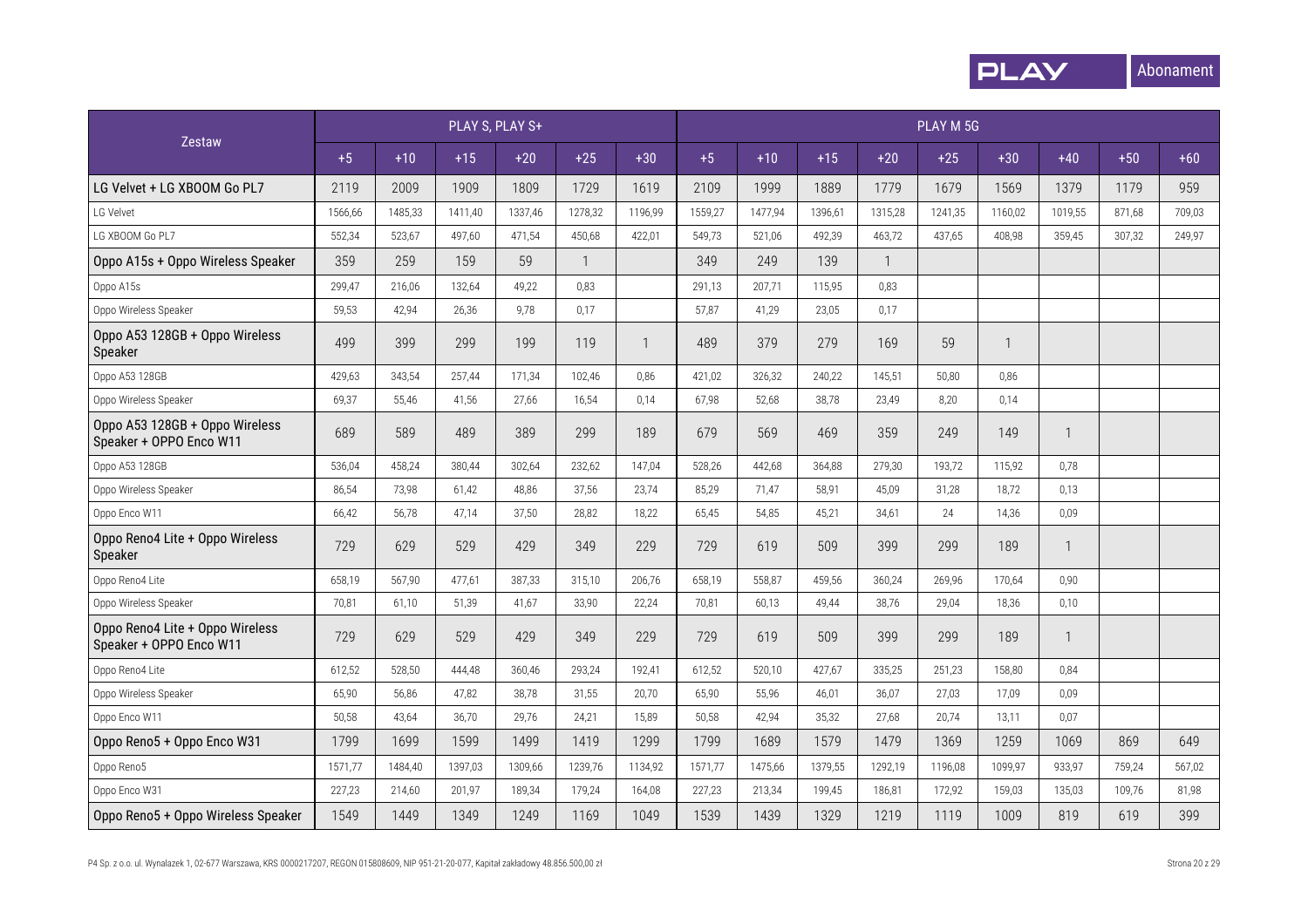| Zestaw | PLAY S, PLAY S+ | | | | | | PLAY M 5G | | | | | | | | |
|---|---|---|---|---|---|---|---|---|---|---|---|---|---|---|---|
| | +5 | +10 | +15 | +20 | +25 | +30 | +5 | +10 | +15 | +20 | +25 | +30 | +40 | +50 | +60 |
| LG Velvet + LG XBOOM Go PL7 | 2119 | 2009 | 1909 | 1809 | 1729 | 1619 | 2109 | 1999 | 1889 | 1779 | 1679 | 1569 | 1379 | 1179 | 959 |
| LG Velvet | 1566,66 | 1485,33 | 1411,40 | 1337,46 | 1278,32 | 1196,99 | 1559,27 | 1477,94 | 1396,61 | 1315,28 | 1241,35 | 1160,02 | 1019,55 | 871,68 | 709,03 |
| LG XBOOM Go PL7 | 552,34 | 523,67 | 497,60 | 471,54 | 450,68 | 422,01 | 549,73 | 521,06 | 492,39 | 463,72 | 437,65 | 408,98 | 359,45 | 307,32 | 249,97 |
| Oppo A15s + Oppo Wireless Speaker | 359 | 259 | 159 | 59 | 1 | | 349 | 249 | 139 | 1 | | | | | |
| Oppo A15s | 299,47 | 216,06 | 132,64 | 49,22 | 0,83 | | 291,13 | 207,71 | 115,95 | 0,83 | | | | | |
| Oppo Wireless Speaker | 59,53 | 42,94 | 26,36 | 9,78 | 0,17 | | 57,87 | 41,29 | 23,05 | 0,17 | | | | | |
| Oppo A53 128GB + Oppo Wireless Speaker | 499 | 399 | 299 | 199 | 119 | 1 | 489 | 379 | 279 | 169 | 59 | 1 | | | |
| Oppo A53 128GB | 429,63 | 343,54 | 257,44 | 171,34 | 102,46 | 0,86 | 421,02 | 326,32 | 240,22 | 145,51 | 50,80 | 0,86 | | | |
| Oppo Wireless Speaker | 69,37 | 55,46 | 41,56 | 27,66 | 16,54 | 0,14 | 67,98 | 52,68 | 38,78 | 23,49 | 8,20 | 0,14 | | | |
| Oppo A53 128GB + Oppo Wireless Speaker + OPPO Enco W11 | 689 | 589 | 489 | 389 | 299 | 189 | 679 | 569 | 469 | 359 | 249 | 149 | 1 | | |
| Oppo A53 128GB | 536,04 | 458,24 | 380,44 | 302,64 | 232,62 | 147,04 | 528,26 | 442,68 | 364,88 | 279,30 | 193,72 | 115,92 | 0,78 | | |
| Oppo Wireless Speaker | 86,54 | 73,98 | 61,42 | 48,86 | 37,56 | 23,74 | 85,29 | 71,47 | 58,91 | 45,09 | 31,28 | 18,72 | 0,13 | | |
| Oppo Enco W11 | 66,42 | 56,78 | 47,14 | 37,50 | 28,82 | 18,22 | 65,45 | 54,85 | 45,21 | 34,61 | 24 | 14,36 | 0,09 | | |
| Oppo Reno4 Lite + Oppo Wireless Speaker | 729 | 629 | 529 | 429 | 349 | 229 | 729 | 619 | 509 | 399 | 299 | 189 | 1 | | |
| Oppo Reno4 Lite | 658,19 | 567,90 | 477,61 | 387,33 | 315,10 | 206,76 | 658,19 | 558,87 | 459,56 | 360,24 | 269,96 | 170,64 | 0,90 | | |
| Oppo Wireless Speaker | 70,81 | 61,10 | 51,39 | 41,67 | 33,90 | 22,24 | 70,81 | 60,13 | 49,44 | 38,76 | 29,04 | 18,36 | 0,10 | | |
| Oppo Reno4 Lite + Oppo Wireless Speaker + OPPO Enco W11 | 729 | 629 | 529 | 429 | 349 | 229 | 729 | 619 | 509 | 399 | 299 | 189 | 1 | | |
| Oppo Reno4 Lite | 612,52 | 528,50 | 444,48 | 360,46 | 293,24 | 192,41 | 612,52 | 520,10 | 427,67 | 335,25 | 251,23 | 158,80 | 0,84 | | |
| Oppo Wireless Speaker | 65,90 | 56,86 | 47,82 | 38,78 | 31,55 | 20,70 | 65,90 | 55,96 | 46,01 | 36,07 | 27,03 | 17,09 | 0,09 | | |
| Oppo Enco W11 | 50,58 | 43,64 | 36,70 | 29,76 | 24,21 | 15,89 | 50,58 | 42,94 | 35,32 | 27,68 | 20,74 | 13,11 | 0,07 | | |
| Oppo Reno5 + Oppo Enco W31 | 1799 | 1699 | 1599 | 1499 | 1419 | 1299 | 1799 | 1689 | 1579 | 1479 | 1369 | 1259 | 1069 | 869 | 649 |
| Oppo Reno5 | 1571,77 | 1484,40 | 1397,03 | 1309,66 | 1239,76 | 1134,92 | 1571,77 | 1475,66 | 1379,55 | 1292,19 | 1196,08 | 1099,97 | 933,97 | 759,24 | 567,02 |
| Oppo Enco W31 | 227,23 | 214,60 | 201,97 | 189,34 | 179,24 | 164,08 | 227,23 | 213,34 | 199,45 | 186,81 | 172,92 | 159,03 | 135,03 | 109,76 | 81,98 |
| Oppo Reno5 + Oppo Wireless Speaker | 1549 | 1449 | 1349 | 1249 | 1169 | 1049 | 1539 | 1439 | 1329 | 1219 | 1119 | 1009 | 819 | 619 | 399 |

P4 Sp. z o.o. ul. Wynalazek 1, 02-677 Warszawa, KRS 0000217207, REGON 015808609, NIP 951-21-20-077, Kapitał zakładowy 48.856.500,00 zł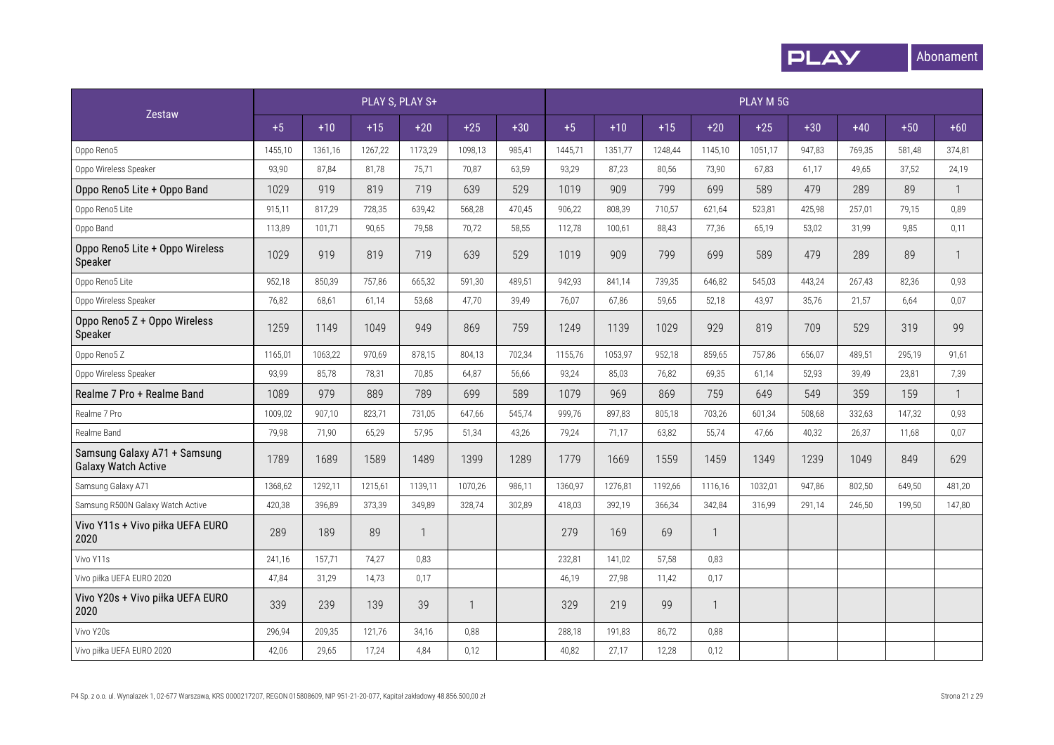| Zestaw | PLAY S, PLAY S+ | | | | | | PLAY M 5G | | | | | | | | |
|---|---|---|---|---|---|---|---|---|---|---|---|---|---|---|---|
| | +5 | +10 | +15 | +20 | +25 | +30 | +5 | +10 | +15 | +20 | +25 | +30 | +40 | +50 | +60 |
| Oppo Reno5 | 1455,10 | 1361,16 | 1267,22 | 1173,29 | 1098,13 | 985,41 | 1445,71 | 1351,77 | 1248,44 | 1145,10 | 1051,17 | 947,83 | 769,35 | 581,48 | 374,81 |
| Oppo Wireless Speaker | 93,90 | 87,84 | 81,78 | 75,71 | 70,87 | 63,59 | 93,29 | 87,23 | 80,56 | 73,90 | 67,83 | 61,17 | 49,65 | 37,52 | 24,19 |
| Oppo Reno5 Lite + Oppo Band | 1029 | 919 | 819 | 719 | 639 | 529 | 1019 | 909 | 799 | 699 | 589 | 479 | 289 | 89 | 1 |
| Oppo Reno5 Lite | 915,11 | 817,29 | 728,35 | 639,42 | 568,28 | 470,45 | 906,22 | 808,39 | 710,57 | 621,64 | 523,81 | 425,98 | 257,01 | 79,15 | 0,89 |
| Oppo Band | 113,89 | 101,71 | 90,65 | 79,58 | 70,72 | 58,55 | 112,78 | 100,61 | 88,43 | 77,36 | 65,19 | 53,02 | 31,99 | 9,85 | 0,11 |
| Oppo Reno5 Lite + Oppo Wireless Speaker | 1029 | 919 | 819 | 719 | 639 | 529 | 1019 | 909 | 799 | 699 | 589 | 479 | 289 | 89 | 1 |
| Oppo Reno5 Lite | 952,18 | 850,39 | 757,86 | 665,32 | 591,30 | 489,51 | 942,93 | 841,14 | 739,35 | 646,82 | 545,03 | 443,24 | 267,43 | 82,36 | 0,93 |
| Oppo Wireless Speaker | 76,82 | 68,61 | 61,14 | 53,68 | 47,70 | 39,49 | 76,07 | 67,86 | 59,65 | 52,18 | 43,97 | 35,76 | 21,57 | 6,64 | 0,07 |
| Oppo Reno5 Z + Oppo Wireless Speaker | 1259 | 1149 | 1049 | 949 | 869 | 759 | 1249 | 1139 | 1029 | 929 | 819 | 709 | 529 | 319 | 99 |
| Oppo Reno5 Z | 1165,01 | 1063,22 | 970,69 | 878,15 | 804,13 | 702,34 | 1155,76 | 1053,97 | 952,18 | 859,65 | 757,86 | 656,07 | 489,51 | 295,19 | 91,61 |
| Oppo Wireless Speaker | 93,99 | 85,78 | 78,31 | 70,85 | 64,87 | 56,66 | 93,24 | 85,03 | 76,82 | 69,35 | 61,14 | 52,93 | 39,49 | 23,81 | 7,39 |
| Realme 7 Pro + Realme Band | 1089 | 979 | 889 | 789 | 699 | 589 | 1079 | 969 | 869 | 759 | 649 | 549 | 359 | 159 | 1 |
| Realme 7 Pro | 1009,02 | 907,10 | 823,71 | 731,05 | 647,66 | 545,74 | 999,76 | 897,83 | 805,18 | 703,26 | 601,34 | 508,68 | 332,63 | 147,32 | 0,93 |
| Realme Band | 79,98 | 71,90 | 65,29 | 57,95 | 51,34 | 43,26 | 79,24 | 71,17 | 63,82 | 55,74 | 47,66 | 40,32 | 26,37 | 11,68 | 0,07 |
| Samsung Galaxy A71 + Samsung Galaxy Watch Active | 1789 | 1689 | 1589 | 1489 | 1399 | 1289 | 1779 | 1669 | 1559 | 1459 | 1349 | 1239 | 1049 | 849 | 629 |
| Samsung Galaxy A71 | 1368,62 | 1292,11 | 1215,61 | 1139,11 | 1070,26 | 986,11 | 1360,97 | 1276,81 | 1192,66 | 1116,16 | 1032,01 | 947,86 | 802,50 | 649,50 | 481,20 |
| Samsung R500N Galaxy Watch Active | 420,38 | 396,89 | 373,39 | 349,89 | 328,74 | 302,89 | 418,03 | 392,19 | 366,34 | 342,84 | 316,99 | 291,14 | 246,50 | 199,50 | 147,80 |
| Vivo Y11s + Vivo piłka UEFA EURO 2020 | 289 | 189 | 89 | 1 | | | 279 | 169 | 69 | 1 | | | | | |
| Vivo Y11s | 241,16 | 157,71 | 74,27 | 0,83 | | | 232,81 | 141,02 | 57,58 | 0,83 | | | | | |
| Vivo piłka UEFA EURO 2020 | 47,84 | 31,29 | 14,73 | 0,17 | | | 46,19 | 27,98 | 11,42 | 0,17 | | | | | |
| Vivo Y20s + Vivo piłka UEFA EURO 2020 | 339 | 239 | 139 | 39 | 1 | | 329 | 219 | 99 | 1 | | | | | |
| Vivo Y20s | 296,94 | 209,35 | 121,76 | 34,16 | 0,88 | | 288,18 | 191,83 | 86,72 | 0,88 | | | | | |
| Vivo piłka UEFA EURO 2020 | 42,06 | 29,65 | 17,24 | 4,84 | 0,12 | | 40,82 | 27,17 | 12,28 | 0,12 | | | | | |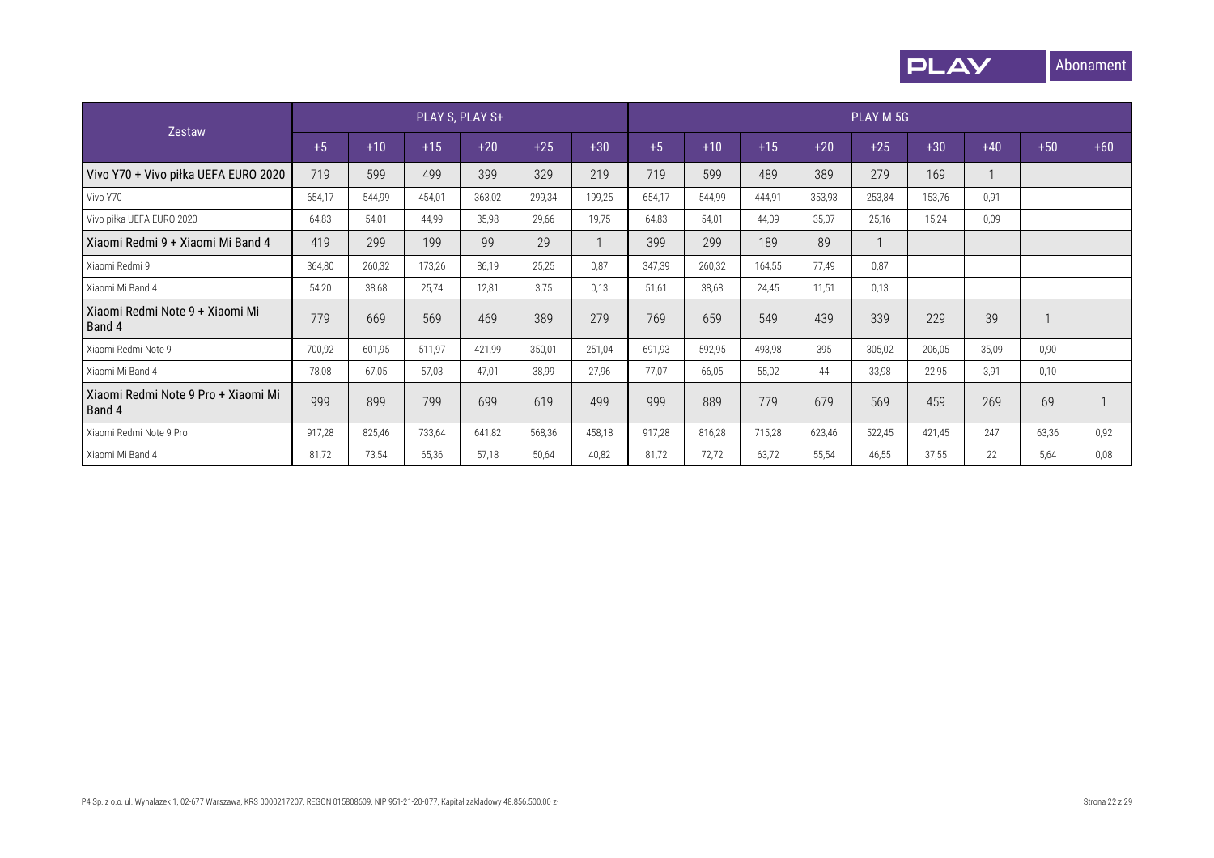| Zestaw | PLAY S, PLAY S+ | | | | | | PLAY M 5G | | | | | | | | |
|---|---|---|---|---|---|---|---|---|---|---|---|---|---|---|---|
| | +5 | +10 | +15 | +20 | +25 | +30 | +5 | +10 | +15 | +20 | +25 | +30 | +40 | +50 | +60 |
| Vivo Y70 + Vivo piłka UEFA EURO 2020 | 719 | 599 | 499 | 399 | 329 | 219 | 719 | 599 | 489 | 389 | 279 | 169 | 1 | | |
| Vivo Y70 | 654,17 | 544,99 | 454,01 | 363,02 | 299,34 | 199,25 | 654,17 | 544,99 | 444,91 | 353,93 | 253,84 | 153,76 | 0,91 | | |
| Vivo piłka UEFA EURO 2020 | 64,83 | 54,01 | 44,99 | 35,98 | 29,66 | 19,75 | 64,83 | 54,01 | 44,09 | 35,07 | 25,16 | 15,24 | 0,09 | | |
| Xiaomi Redmi 9 + Xiaomi Mi Band 4 | 419 | 299 | 199 | 99 | 29 | 1 | 399 | 299 | 189 | 89 | 1 | | | | |
| Xiaomi Redmi 9 | 364,80 | 260,32 | 173,26 | 86,19 | 25,25 | 0,87 | 347,39 | 260,32 | 164,55 | 77,49 | 0,87 | | | | |
| Xiaomi Mi Band 4 | 54,20 | 38,68 | 25,74 | 12,81 | 3,75 | 0,13 | 51,61 | 38,68 | 24,45 | 11,51 | 0,13 | | | | |
| Xiaomi Redmi Note 9 + Xiaomi Mi Band 4 | 779 | 669 | 569 | 469 | 389 | 279 | 769 | 659 | 549 | 439 | 339 | 229 | 39 | 1 | |
| Xiaomi Redmi Note 9 | 700,92 | 601,95 | 511,97 | 421,99 | 350,01 | 251,04 | 691,93 | 592,95 | 493,98 | 395 | 305,02 | 206,05 | 35,09 | 0,90 | |
| Xiaomi Mi Band 4 | 78,08 | 67,05 | 57,03 | 47,01 | 38,99 | 27,96 | 77,07 | 66,05 | 55,02 | 44 | 33,98 | 22,95 | 3,91 | 0,10 | |
| Xiaomi Redmi Note 9 Pro + Xiaomi Mi Band 4 | 999 | 899 | 799 | 699 | 619 | 499 | 999 | 889 | 779 | 679 | 569 | 459 | 269 | 69 | 1 |
| Xiaomi Redmi Note 9 Pro | 917,28 | 825,46 | 733,64 | 641,82 | 568,36 | 458,18 | 917,28 | 816,28 | 715,28 | 623,46 | 522,45 | 421,45 | 247 | 63,36 | 0,92 |
| Xiaomi Mi Band 4 | 81,72 | 73,54 | 65,36 | 57,18 | 50,64 | 40,82 | 81,72 | 72,72 | 63,72 | 55,54 | 46,55 | 37,55 | 22 | 5,64 | 0,08 |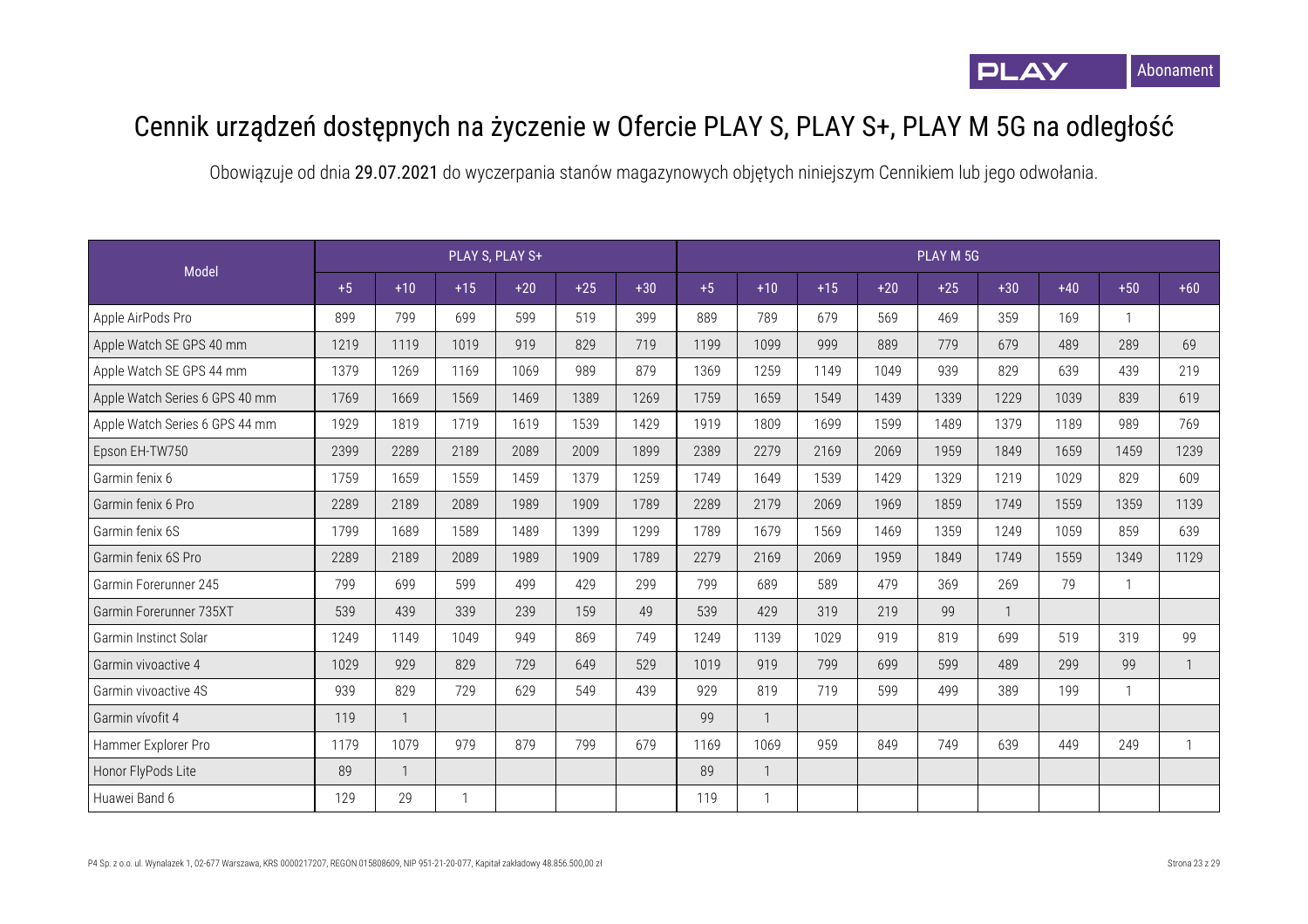# Cennik urządzeń dostępnych na życzenie w Ofercie PLAY S, PLAY S+, PLAY M 5G na odległość

Obowiązuje od dnia **29.07.2021** do wyczerpania stanów magazynowych objętych niniejszym Cennikiem lub jego odwołania.

| Model | PLAY S, PLAY S+ | | | | | | PLAY M 5G | | | | | | | | |
|---|---|---|---|---|---|---|---|---|---|---|---|---|---|---|---|
| | +5 | +10 | +15 | +20 | +25 | +30 | +5 | +10 | +15 | +20 | +25 | +30 | +40 | +50 | +60 |
| Apple AirPods Pro | 899 | 799 | 699 | 599 | 519 | 399 | 889 | 789 | 679 | 569 | 469 | 359 | 169 | 1 | |
| Apple Watch SE GPS 40 mm | 1219 | 1119 | 1019 | 919 | 829 | 719 | 1199 | 1099 | 999 | 889 | 779 | 679 | 489 | 289 | 69 |
| Apple Watch SE GPS 44 mm | 1379 | 1269 | 1169 | 1069 | 989 | 879 | 1369 | 1259 | 1149 | 1049 | 939 | 829 | 639 | 439 | 219 |
| Apple Watch Series 6 GPS 40 mm | 1769 | 1669 | 1569 | 1469 | 1389 | 1269 | 1759 | 1659 | 1549 | 1439 | 1339 | 1229 | 1039 | 839 | 619 |
| Apple Watch Series 6 GPS 44 mm | 1929 | 1819 | 1719 | 1619 | 1539 | 1429 | 1919 | 1809 | 1699 | 1599 | 1489 | 1379 | 1189 | 989 | 769 |
| Epson EH-TW750 | 2399 | 2289 | 2189 | 2089 | 2009 | 1899 | 2389 | 2279 | 2169 | 2069 | 1959 | 1849 | 1659 | 1459 | 1239 |
| Garmin fenix 6 | 1759 | 1659 | 1559 | 1459 | 1379 | 1259 | 1749 | 1649 | 1539 | 1429 | 1329 | 1219 | 1029 | 829 | 609 |
| Garmin fenix 6 Pro | 2289 | 2189 | 2089 | 1989 | 1909 | 1789 | 2289 | 2179 | 2069 | 1969 | 1859 | 1749 | 1559 | 1359 | 1139 |
| Garmin fenix 6S | 1799 | 1689 | 1589 | 1489 | 1399 | 1299 | 1789 | 1679 | 1569 | 1469 | 1359 | 1249 | 1059 | 859 | 639 |
| Garmin fenix 6S Pro | 2289 | 2189 | 2089 | 1989 | 1909 | 1789 | 2279 | 2169 | 2069 | 1959 | 1849 | 1749 | 1559 | 1349 | 1129 |
| Garmin Forerunner 245 | 799 | 699 | 599 | 499 | 429 | 299 | 799 | 689 | 589 | 479 | 369 | 269 | 79 | 1 | |
| Garmin Forerunner 735XT | 539 | 439 | 339 | 239 | 159 | 49 | 539 | 429 | 319 | 219 | 99 | 1 | | | |
| Garmin Instinct Solar | 1249 | 1149 | 1049 | 949 | 869 | 749 | 1249 | 1139 | 1029 | 919 | 819 | 699 | 519 | 319 | 99 |
| Garmin vivoactive 4 | 1029 | 929 | 829 | 729 | 649 | 529 | 1019 | 919 | 799 | 699 | 599 | 489 | 299 | 99 | 1 |
| Garmin vivoactive 4S | 939 | 829 | 729 | 629 | 549 | 439 | 929 | 819 | 719 | 599 | 499 | 389 | 199 | 1 | |
| Garmin vívofit 4 | 119 | 1 | | | | | 99 | 1 | | | | | | | |
| Hammer Explorer Pro | 1179 | 1079 | 979 | 879 | 799 | 679 | 1169 | 1069 | 959 | 849 | 749 | 639 | 449 | 249 | 1 |
| Honor FlyPods Lite | 89 | 1 | | | | | 89 | 1 | | | | | | | |
| Huawei Band 6 | 129 | 29 | 1 | | | | 119 | 1 | | | | | | | |

P4 Sp. z o.o. ul. Wynalazek 1, 02-677 Warszawa, KRS 0000217207, REGON 015808609, NIP 951-21-20-077, Kapitał zakładowy 48.856.500,00 zł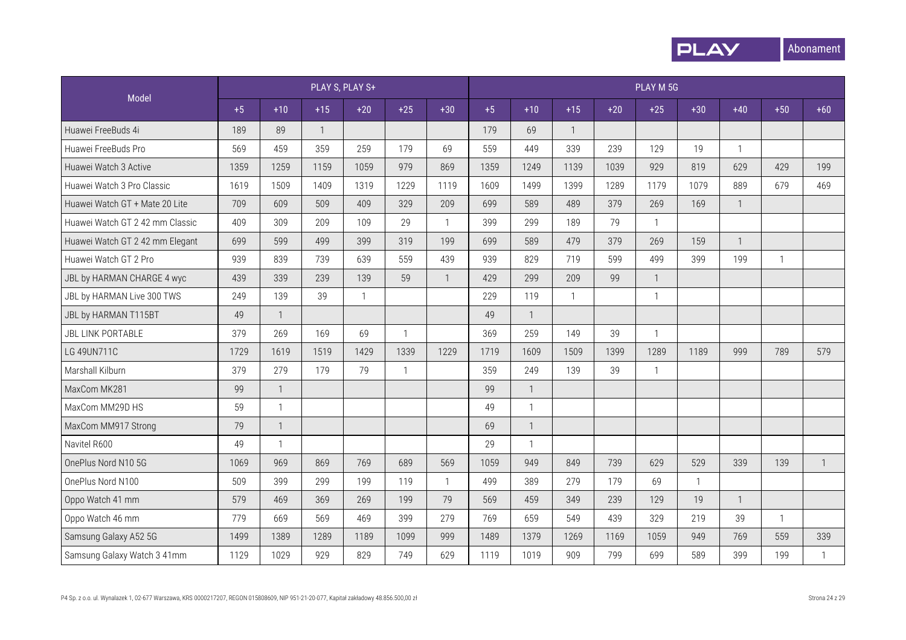| Model | PLAY S, PLAY S+ | | | | | | PLAY M 5G | | | | | | | | |
|---|---|---|---|---|---|---|---|---|---|---|---|---|---|---|---|
| | +5 | +10 | +15 | +20 | +25 | +30 | +5 | +10 | +15 | +20 | +25 | +30 | +40 | +50 | +60 |
| Huawei FreeBuds 4i | 189 | 89 | 1 | | | | 179 | 69 | 1 | | | | | | |
| Huawei FreeBuds Pro | 569 | 459 | 359 | 259 | 179 | 69 | 559 | 449 | 339 | 239 | 129 | 19 | 1 | | |
| Huawei Watch 3 Active | 1359 | 1259 | 1159 | 1059 | 979 | 869 | 1359 | 1249 | 1139 | 1039 | 929 | 819 | 629 | 429 | 199 |
| Huawei Watch 3 Pro Classic | 1619 | 1509 | 1409 | 1319 | 1229 | 1119 | 1609 | 1499 | 1399 | 1289 | 1179 | 1079 | 889 | 679 | 469 |
| Huawei Watch GT + Mate 20 Lite | 709 | 609 | 509 | 409 | 329 | 209 | 699 | 589 | 489 | 379 | 269 | 169 | 1 | | |
| Huawei Watch GT 2 42 mm Classic | 409 | 309 | 209 | 109 | 29 | 1 | 399 | 299 | 189 | 79 | 1 | | | | |
| Huawei Watch GT 2 42 mm Elegant | 699 | 599 | 499 | 399 | 319 | 199 | 699 | 589 | 479 | 379 | 269 | 159 | 1 | | |
| Huawei Watch GT 2 Pro | 939 | 839 | 739 | 639 | 559 | 439 | 939 | 829 | 719 | 599 | 499 | 399 | 199 | 1 | |
| JBL by HARMAN CHARGE 4 wyc | 439 | 339 | 239 | 139 | 59 | 1 | 429 | 299 | 209 | 99 | 1 | | | | |
| JBL by HARMAN Live 300 TWS | 249 | 139 | 39 | 1 | | | 229 | 119 | 1 | | 1 | | | | |
| JBL by HARMAN T115BT | 49 | 1 | | | | | 49 | 1 | | | | | | | |
| JBL LINK PORTABLE | 379 | 269 | 169 | 69 | 1 | | 369 | 259 | 149 | 39 | 1 | | | | |
| LG 49UN711C | 1729 | 1619 | 1519 | 1429 | 1339 | 1229 | 1719 | 1609 | 1509 | 1399 | 1289 | 1189 | 999 | 789 | 579 |
| Marshall Kilburn | 379 | 279 | 179 | 79 | 1 | | 359 | 249 | 139 | 39 | 1 | | | | |
| MaxCom MK281 | 99 | 1 | | | | | 99 | 1 | | | | | | | |
| MaxCom MM29D HS | 59 | 1 | | | | | 49 | 1 | | | | | | | |
| MaxCom MM917 Strong | 79 | 1 | | | | | 69 | 1 | | | | | | | |
| Navitel R600 | 49 | 1 | | | | | 29 | 1 | | | | | | | |
| OnePlus Nord N10 5G | 1069 | 969 | 869 | 769 | 689 | 569 | 1059 | 949 | 849 | 739 | 629 | 529 | 339 | 139 | 1 |
| OnePlus Nord N100 | 509 | 399 | 299 | 199 | 119 | 1 | 499 | 389 | 279 | 179 | 69 | 1 | | | |
| Oppo Watch 41 mm | 579 | 469 | 369 | 269 | 199 | 79 | 569 | 459 | 349 | 239 | 129 | 19 | 1 | | |
| Oppo Watch 46 mm | 779 | 669 | 569 | 469 | 399 | 279 | 769 | 659 | 549 | 439 | 329 | 219 | 39 | 1 | |
| Samsung Galaxy A52 5G | 1499 | 1389 | 1289 | 1189 | 1099 | 999 | 1489 | 1379 | 1269 | 1169 | 1059 | 949 | 769 | 559 | 339 |
| Samsung Galaxy Watch 3 41mm | 1129 | 1029 | 929 | 829 | 749 | 629 | 1119 | 1019 | 909 | 799 | 699 | 589 | 399 | 199 | 1 |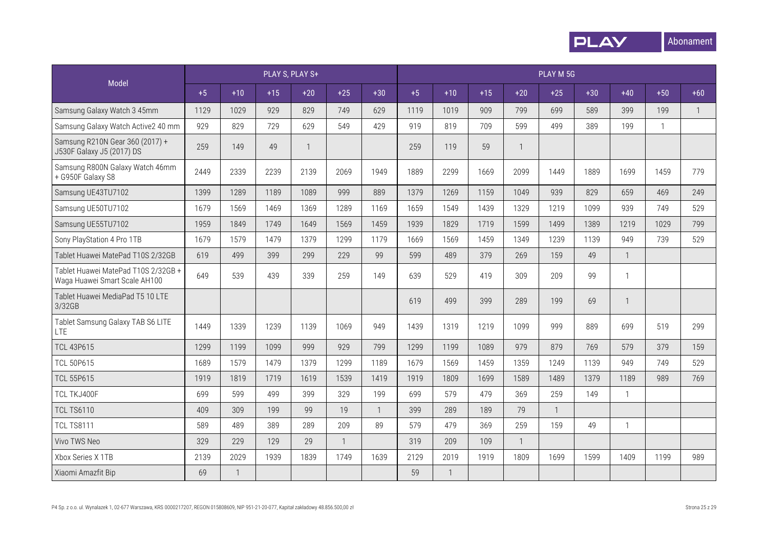| Model | PLAY S, PLAY S+ | | | | | | PLAY M 5G | | | | | | | | |
|---|---|---|---|---|---|---|---|---|---|---|---|---|---|---|---|
| | +5 | +10 | +15 | +20 | +25 | +30 | +5 | +10 | +15 | +20 | +25 | +30 | +40 | +50 | +60 |
| Samsung Galaxy Watch 3 45mm | 1129 | 1029 | 929 | 829 | 749 | 629 | 1119 | 1019 | 909 | 799 | 699 | 589 | 399 | 199 | 1 |
| Samsung Galaxy Watch Active2 40 mm | 929 | 829 | 729 | 629 | 549 | 429 | 919 | 819 | 709 | 599 | 499 | 389 | 199 | 1 | |
| Samsung R210N Gear 360 (2017) + J530F Galaxy J5 (2017) DS | 259 | 149 | 49 | 1 | | | 259 | 119 | 59 | 1 | | | | | |
| Samsung R800N Galaxy Watch 46mm + G950F Galaxy S8 | 2449 | 2339 | 2239 | 2139 | 2069 | 1949 | 1889 | 2299 | 1669 | 2099 | 1449 | 1889 | 1699 | 1459 | 779 |
| Samsung UE43TU7102 | 1399 | 1289 | 1189 | 1089 | 999 | 889 | 1379 | 1269 | 1159 | 1049 | 939 | 829 | 659 | 469 | 249 |
| Samsung UE50TU7102 | 1679 | 1569 | 1469 | 1369 | 1289 | 1169 | 1659 | 1549 | 1439 | 1329 | 1219 | 1099 | 939 | 749 | 529 |
| Samsung UE55TU7102 | 1959 | 1849 | 1749 | 1649 | 1569 | 1459 | 1939 | 1829 | 1719 | 1599 | 1499 | 1389 | 1219 | 1029 | 799 |
| Sony PlayStation 4 Pro 1TB | 1679 | 1579 | 1479 | 1379 | 1299 | 1179 | 1669 | 1569 | 1459 | 1349 | 1239 | 1139 | 949 | 739 | 529 |
| Tablet Huawei MatePad T10S 2/32GB | 619 | 499 | 399 | 299 | 229 | 99 | 599 | 489 | 379 | 269 | 159 | 49 | 1 | | |
| Tablet Huawei MatePad T10S 2/32GB + Waga Huawei Smart Scale AH100 | 649 | 539 | 439 | 339 | 259 | 149 | 639 | 529 | 419 | 309 | 209 | 99 | 1 | | |
| Tablet Huawei MediaPad T5 10 LTE 3/32GB | | | | | | | 619 | 499 | 399 | 289 | 199 | 69 | 1 | | |
| Tablet Samsung Galaxy TAB S6 LITE LTE | 1449 | 1339 | 1239 | 1139 | 1069 | 949 | 1439 | 1319 | 1219 | 1099 | 999 | 889 | 699 | 519 | 299 |
| TCL 43P615 | 1299 | 1199 | 1099 | 999 | 929 | 799 | 1299 | 1199 | 1089 | 979 | 879 | 769 | 579 | 379 | 159 |
| TCL 50P615 | 1689 | 1579 | 1479 | 1379 | 1299 | 1189 | 1679 | 1569 | 1459 | 1359 | 1249 | 1139 | 949 | 749 | 529 |
| TCL 55P615 | 1919 | 1819 | 1719 | 1619 | 1539 | 1419 | 1919 | 1809 | 1699 | 1589 | 1489 | 1379 | 1189 | 989 | 769 |
| TCL TKJ400F | 699 | 599 | 499 | 399 | 329 | 199 | 699 | 579 | 479 | 369 | 259 | 149 | 1 | | |
| TCL TS6110 | 409 | 309 | 199 | 99 | 19 | 1 | 399 | 289 | 189 | 79 | 1 | | | | |
| TCL TS8111 | 589 | 489 | 389 | 289 | 209 | 89 | 579 | 479 | 369 | 259 | 159 | 49 | 1 | | |
| Vivo TWS Neo | 329 | 229 | 129 | 29 | 1 | | 319 | 209 | 109 | 1 | | | | | |
| Xbox Series X 1TB | 2139 | 2029 | 1939 | 1839 | 1749 | 1639 | 2129 | 2019 | 1919 | 1809 | 1699 | 1599 | 1409 | 1199 | 989 |
| Xiaomi Amazfit Bip | 69 | 1 | | | | | 59 | 1 | | | | | | | |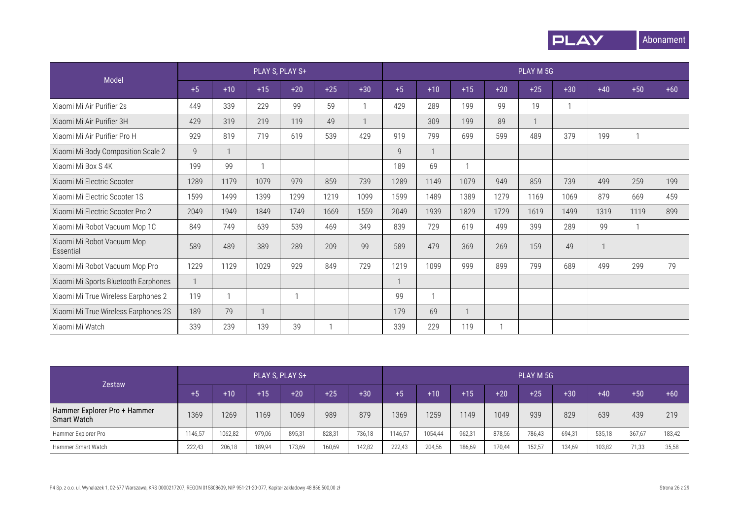| Model | PLAY S, PLAY S+ | | | | | | PLAY M 5G | | | | | | | | |
|---|---|---|---|---|---|---|---|---|---|---|---|---|---|---|---|
| | +5 | +10 | +15 | +20 | +25 | +30 | +5 | +10 | +15 | +20 | +25 | +30 | +40 | +50 | +60 |
| Xiaomi Mi Air Purifier 2s | 449 | 339 | 229 | 99 | 59 | 1 | 429 | 289 | 199 | 99 | 19 | 1 | | | |
| Xiaomi Mi Air Purifier 3H | 429 | 319 | 219 | 119 | 49 | 1 | | 309 | 199 | 89 | 1 | | | | |
| Xiaomi Mi Air Purifier Pro H | 929 | 819 | 719 | 619 | 539 | 429 | 919 | 799 | 699 | 599 | 489 | 379 | 199 | 1 | |
| Xiaomi Mi Body Composition Scale 2 | 9 | 1 | | | | | 9 | 1 | | | | | | | |
| Xiaomi Mi Box S 4K | 199 | 99 | 1 | | | | 189 | 69 | 1 | | | | | | |
| Xiaomi Mi Electric Scooter | 1289 | 1179 | 1079 | 979 | 859 | 739 | 1289 | 1149 | 1079 | 949 | 859 | 739 | 499 | 259 | 199 |
| Xiaomi Mi Electric Scooter 1S | 1599 | 1499 | 1399 | 1299 | 1219 | 1099 | 1599 | 1489 | 1389 | 1279 | 1169 | 1069 | 879 | 669 | 459 |
| Xiaomi Mi Electric Scooter Pro 2 | 2049 | 1949 | 1849 | 1749 | 1669 | 1559 | 2049 | 1939 | 1829 | 1729 | 1619 | 1499 | 1319 | 1119 | 899 |
| Xiaomi Mi Robot Vacuum Mop 1C | 849 | 749 | 639 | 539 | 469 | 349 | 839 | 729 | 619 | 499 | 399 | 289 | 99 | 1 | |
| Xiaomi Mi Robot Vacuum Mop Essential | 589 | 489 | 389 | 289 | 209 | 99 | 589 | 479 | 369 | 269 | 159 | 49 | 1 | | |
| Xiaomi Mi Robot Vacuum Mop Pro | 1229 | 1129 | 1029 | 929 | 849 | 729 | 1219 | 1099 | 999 | 899 | 799 | 689 | 499 | 299 | 79 |
| Xiaomi Mi Sports Bluetooth Earphones | 1 | | | | | | 1 | | | | | | | | |
| Xiaomi Mi True Wireless Earphones 2 | 119 | 1 | | 1 | | | 99 | 1 | | | | | | | |
| Xiaomi Mi True Wireless Earphones 2S | 189 | 79 | 1 | | | | 179 | 69 | 1 | | | | | | |
| Xiaomi Mi Watch | 339 | 239 | 139 | 39 | 1 | | 339 | 229 | 119 | 1 | | | | | |

| Zestaw | PLAY S, PLAY S+ | | | | | | PLAY M 5G | | | | | | | | |
|---|---|---|---|---|---|---|---|---|---|---|---|---|---|---|---|
| | +5 | +10 | +15 | +20 | +25 | +30 | +5 | +10 | +15 | +20 | +25 | +30 | +40 | +50 | +60 |
| Hammer Explorer Pro + Hammer Smart Watch | 1369 | 1269 | 1169 | 1069 | 989 | 879 | 1369 | 1259 | 1149 | 1049 | 939 | 829 | 639 | 439 | 219 |
| Hammer Explorer Pro | 1146,57 | 1062,82 | 979,06 | 895,31 | 828,31 | 736,18 | 1146,57 | 1054,44 | 962,31 | 878,56 | 786,43 | 694,31 | 535,18 | 367,67 | 183,42 |
| Hammer Smart Watch | 222,43 | 206,18 | 189,94 | 173,69 | 160,69 | 142,82 | 222,43 | 204,56 | 186,69 | 170,44 | 152,57 | 134,69 | 103,82 | 71,33 | 35,58 |

P4 Sp. z o.o. ul. Wynalazek 1, 02-677 Warszawa, KRS 0000217207, REGON 015808609, NIP 951-21-20-077, Kapitał zakładowy 48.856.500,00 zł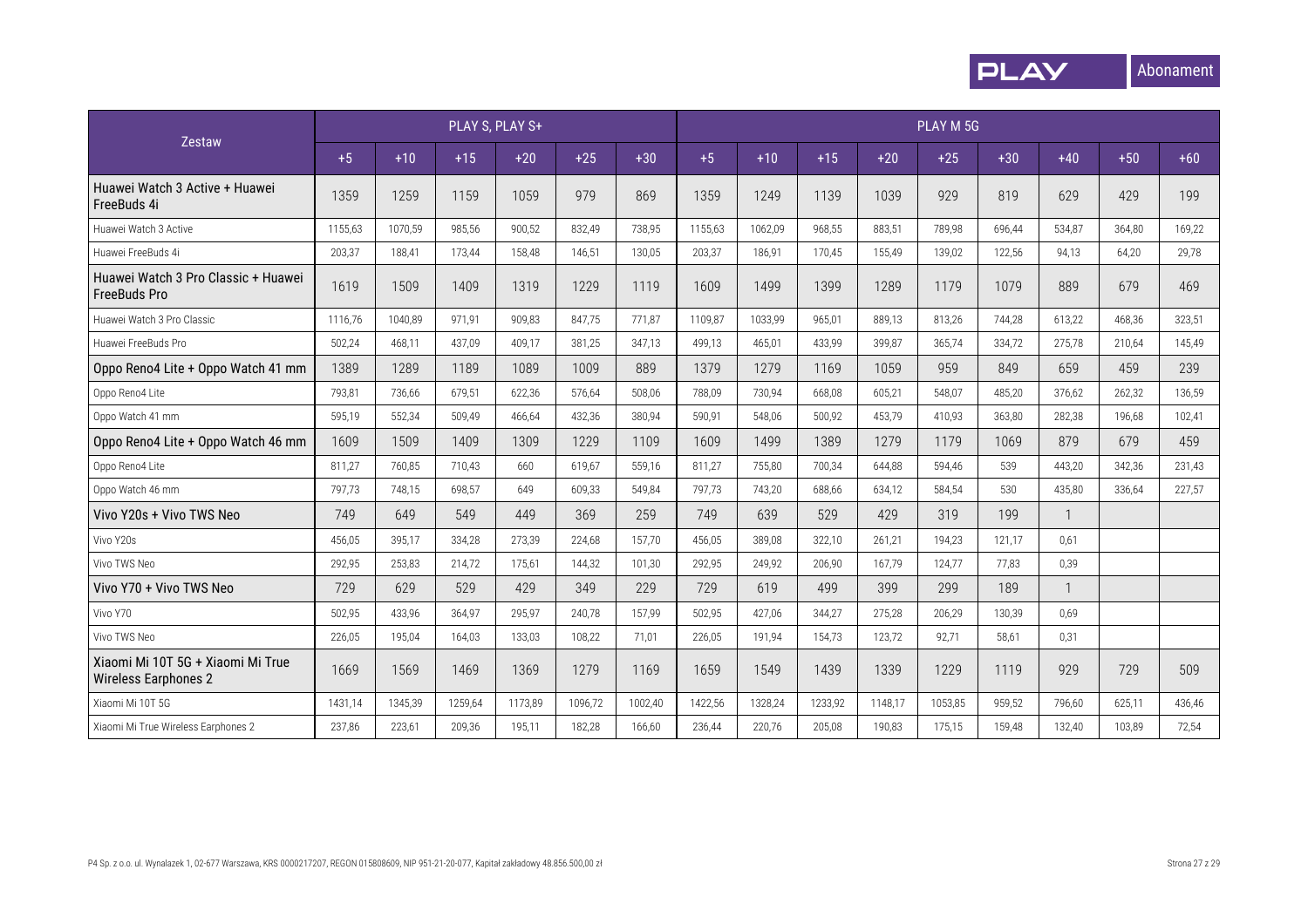| Zestaw | PLAY S, PLAY S+ | | | | | | PLAY M 5G | | | | | | | | |
|---|---|---|---|---|---|---|---|---|---|---|---|---|---|---|---|
| | +5 | +10 | +15 | +20 | +25 | +30 | +5 | +10 | +15 | +20 | +25 | +30 | +40 | +50 | +60 |
| Huawei Watch 3 Active + Huawei FreeBuds 4i | 1359 | 1259 | 1159 | 1059 | 979 | 869 | 1359 | 1249 | 1139 | 1039 | 929 | 819 | 629 | 429 | 199 |
| Huawei Watch 3 Active | 1155,63 | 1070,59 | 985,56 | 900,52 | 832,49 | 738,95 | 1155,63 | 1062,09 | 968,55 | 883,51 | 789,98 | 696,44 | 534,87 | 364,80 | 169,22 |
| Huawei FreeBuds 4i | 203,37 | 188,41 | 173,44 | 158,48 | 146,51 | 130,05 | 203,37 | 186,91 | 170,45 | 155,49 | 139,02 | 122,56 | 94,13 | 64,20 | 29,78 |
| Huawei Watch 3 Pro Classic + Huawei FreeBuds Pro | 1619 | 1509 | 1409 | 1319 | 1229 | 1119 | 1609 | 1499 | 1399 | 1289 | 1179 | 1079 | 889 | 679 | 469 |
| Huawei Watch 3 Pro Classic | 1116,76 | 1040,89 | 971,91 | 909,83 | 847,75 | 771,87 | 1109,87 | 1033,99 | 965,01 | 889,13 | 813,26 | 744,28 | 613,22 | 468,36 | 323,51 |
| Huawei FreeBuds Pro | 502,24 | 468,11 | 437,09 | 409,17 | 381,25 | 347,13 | 499,13 | 465,01 | 433,99 | 399,87 | 365,74 | 334,72 | 275,78 | 210,64 | 145,49 |
| Oppo Reno4 Lite + Oppo Watch 41 mm | 1389 | 1289 | 1189 | 1089 | 1009 | 889 | 1379 | 1279 | 1169 | 1059 | 959 | 849 | 659 | 459 | 239 |
| Oppo Reno4 Lite | 793,81 | 736,66 | 679,51 | 622,36 | 576,64 | 508,06 | 788,09 | 730,94 | 668,08 | 605,21 | 548,07 | 485,20 | 376,62 | 262,32 | 136,59 |
| Oppo Watch 41 mm | 595,19 | 552,34 | 509,49 | 466,64 | 432,36 | 380,94 | 590,91 | 548,06 | 500,92 | 453,79 | 410,93 | 363,80 | 282,38 | 196,68 | 102,41 |
| Oppo Reno4 Lite + Oppo Watch 46 mm | 1609 | 1509 | 1409 | 1309 | 1229 | 1109 | 1609 | 1499 | 1389 | 1279 | 1179 | 1069 | 879 | 679 | 459 |
| Oppo Reno4 Lite | 811,27 | 760,85 | 710,43 | 660 | 619,67 | 559,16 | 811,27 | 755,80 | 700,34 | 644,88 | 594,46 | 539 | 443,20 | 342,36 | 231,43 |
| Oppo Watch 46 mm | 797,73 | 748,15 | 698,57 | 649 | 609,33 | 549,84 | 797,73 | 743,20 | 688,66 | 634,12 | 584,54 | 530 | 435,80 | 336,64 | 227,57 |
| Vivo Y20s + Vivo TWS Neo | 749 | 649 | 549 | 449 | 369 | 259 | 749 | 639 | 529 | 429 | 319 | 199 | 1 | | |
| Vivo Y20s | 456,05 | 395,17 | 334,28 | 273,39 | 224,68 | 157,70 | 456,05 | 389,08 | 322,10 | 261,21 | 194,23 | 121,17 | 0,61 | | |
| Vivo TWS Neo | 292,95 | 253,83 | 214,72 | 175,61 | 144,32 | 101,30 | 292,95 | 249,92 | 206,90 | 167,79 | 124,77 | 77,83 | 0,39 | | |
| Vivo Y70 + Vivo TWS Neo | 729 | 629 | 529 | 429 | 349 | 229 | 729 | 619 | 499 | 399 | 299 | 189 | 1 | | |
| Vivo Y70 | 502,95 | 433,96 | 364,97 | 295,97 | 240,78 | 157,99 | 502,95 | 427,06 | 344,27 | 275,28 | 206,29 | 130,39 | 0,69 | | |
| Vivo TWS Neo | 226,05 | 195,04 | 164,03 | 133,03 | 108,22 | 71,01 | 226,05 | 191,94 | 154,73 | 123,72 | 92,71 | 58,61 | 0,31 | | |
| Xiaomi Mi 10T 5G + Xiaomi Mi True Wireless Earphones 2 | 1669 | 1569 | 1469 | 1369 | 1279 | 1169 | 1659 | 1549 | 1439 | 1339 | 1229 | 1119 | 929 | 729 | 509 |
| Xiaomi Mi 10T 5G | 1431,14 | 1345,39 | 1259,64 | 1173,89 | 1096,72 | 1002,40 | 1422,56 | 1328,24 | 1233,92 | 1148,17 | 1053,85 | 959,52 | 796,60 | 625,11 | 436,46 |
| Xiaomi Mi True Wireless Earphones 2 | 237,86 | 223,61 | 209,36 | 195,11 | 182,28 | 166,60 | 236,44 | 220,76 | 205,08 | 190,83 | 175,15 | 159,48 | 132,40 | 103,89 | 72,54 |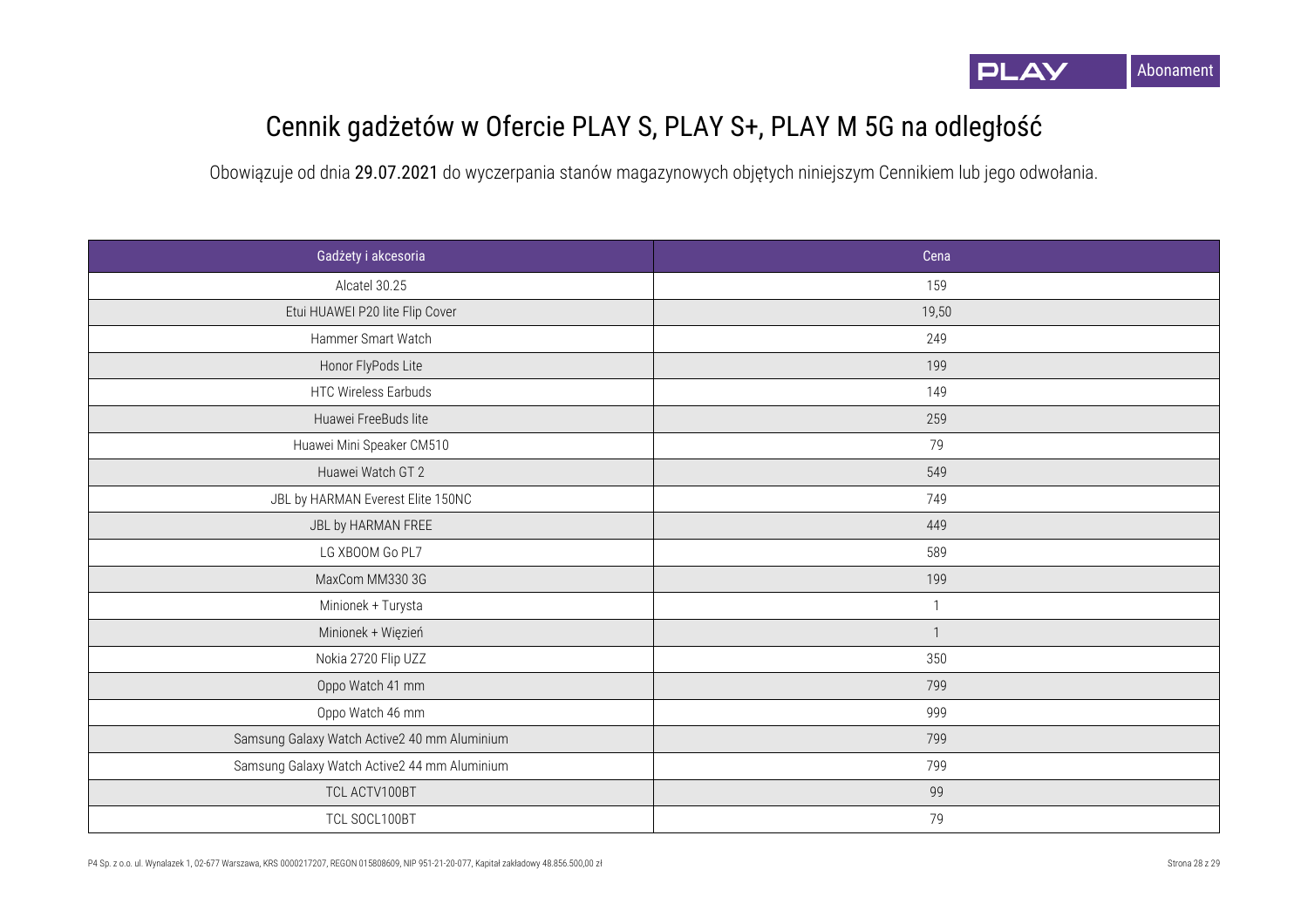# Cennik gadżetów w Ofercie PLAY S, PLAY S+, PLAY M 5G na odległość

Obowiązuje od dnia **29.07.2021** do wyczerpania stanów magazynowych objętych niniejszym Cennikiem lub jego odwołania.

| Gadżety i akcesoria | Cena |
|---|---|
| Alcatel 30.25 | 159 |
| Etui HUAWEI P20 lite Flip Cover | 19,50 |
| Hammer Smart Watch | 249 |
| Honor FlyPods Lite | 199 |
| HTC Wireless Earbuds | 149 |
| Huawei FreeBuds lite | 259 |
| Huawei Mini Speaker CM510 | 79 |
| Huawei Watch GT 2 | 549 |
| JBL by HARMAN Everest Elite 150NC | 749 |
| JBL by HARMAN FREE | 449 |
| LG XBOOM Go PL7 | 589 |
| MaxCom MM330 3G | 199 |
| Minionek + Turysta | 1 |
| Minionek + Więzień | 1 |
| Nokia 2720 Flip UZZ | 350 |
| Oppo Watch 41 mm | 799 |
| Oppo Watch 46 mm | 999 |
| Samsung Galaxy Watch Active2 40 mm Aluminium | 799 |
| Samsung Galaxy Watch Active2 44 mm Aluminium | 799 |
| TCL ACTV100BT | 99 |
| TCL SOCL100BT | 79 |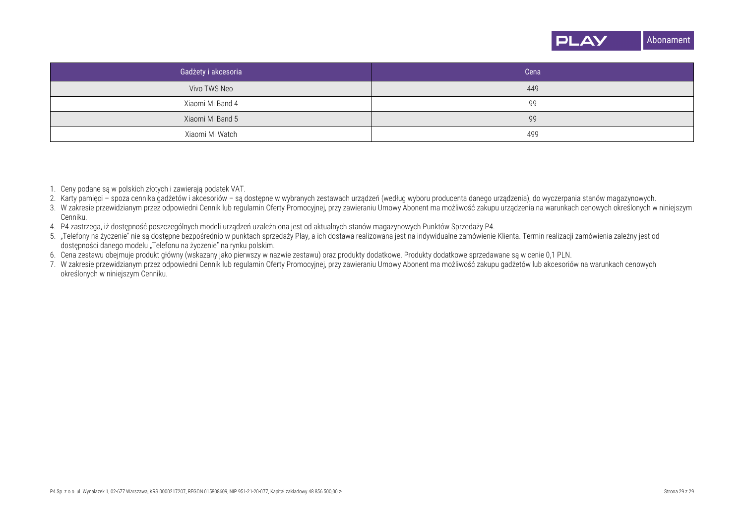| Gadżety i akcesoria | Cena |
|---|---|
| Vivo TWS Neo | 449 |
| Xiaomi Mi Band 4 | 99 |
| Xiaomi Mi Band 5 | 99 |
| Xiaomi Mi Watch | 499 |

1. Ceny podane są w polskich złotych i zawierają podatek VAT.
2. Karty pamięci – spoza cennika gadżetów i akcesoriów – są dostępne w wybranych zestawach urządzeń (według wyboru producenta danego urządzenia), do wyczerpania stanów magazynowych.
3. W zakresie przewidzianym przez odpowiedni Cennik lub regulamin Oferty Promocyjnej, przy zawieraniu Umowy Abonent ma możliwość zakupu urządzenia na warunkach cenowych określonych w niniejszym Cenniku.
4. P4 zastrzega, iż dostępność poszczególnych modeli urządzeń uzależniona jest od aktualnych stanów magazynowych Punktów Sprzedaży P4.
5. „Telefony na życzenie" nie są dostępne bezpośrednio w punktach sprzedaży Play, a ich dostawa realizowana jest na indywidualne zamówienie Klienta. Termin realizacji zamówienia zależny jest od dostępności danego modelu „Telefonu na życzenie" na rynku polskim.
6. Cena zestawu obejmuje produkt główny (wskazany jako pierwszy w nazwie zestawu) oraz produkty dodatkowe. Produkty dodatkowe sprzedawane są w cenie 0,1 PLN.
7. W zakresie przewidzianym przez odpowiedni Cennik lub regulamin Oferty Promocyjnej, przy zawieraniu Umowy Abonent ma możliwość zakupu gadżetów lub akcesoriów na warunkach cenowych określonych w niniejszym Cenniku.